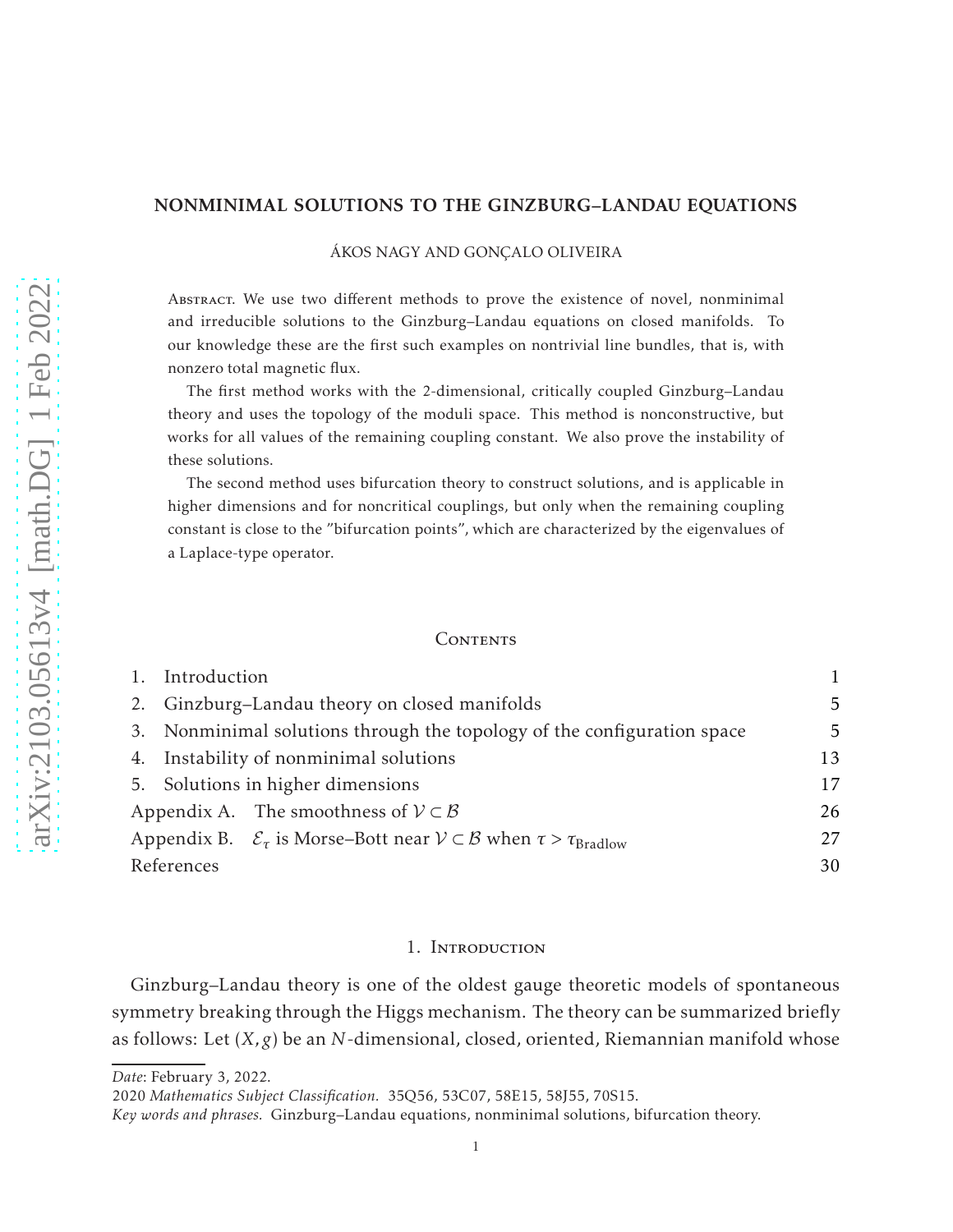# NONMINIMAL SOLUTIONS TO THE GINZBURG–LANDAU EQUATIONS

ÁKOS NAGY AND GONÇALO OLIVEIRA

Abstract. We use two different methods to prove the existence of novel, nonminimal and irreducible solutions to the Ginzburg–Landau equations on closed manifolds. To our knowledge these are the first such examples on nontrivial line bundles, that is, with nonzero total magnetic flux.

The first method works with the 2-dimensional, critically coupled Ginzburg–Landau theory and uses the topology of the moduli space. This method is nonconstructive, but works for all values of the remaining coupling constant. We also prove the instability of these solutions.

The second method uses bifurcation theory to construct solutions, and is applicable in higher dimensions and for noncritical couplings, but only when the remaining coupling constant is close to the ”bifurcation points”, which are characterized by the eigenvalues of a Laplace-type operator.

Contents

| | |
|---|---|
| 1. Introduction | 1 |
| 2. Ginzburg–Landau theory on closed manifolds | 5 |
| 3. Nonminimal solutions through the topology of the configuration space | 5 |
| 4. Instability of nonminimal solutions | 13 |
| 5. Solutions in higher dimensions | 17 |
| Appendix A. The smoothness of $\mathcal{V} \subset \mathcal{B}$ | 26 |
| Appendix B. $\mathcal{E}_\tau$ is Morse–Bott near $\mathcal{V} \subset \mathcal{B}$ when $\tau > \tau_{\mathrm{Bradlow}}$ | 27 |
| References | 30 |

## 1. Introduction

Ginzburg–Landau theory is one of the oldest gauge theoretic models of spontaneous symmetry breaking through the Higgs mechanism. The theory can be summarized briefly as follows: Let $(X, g)$ be an $N$-dimensional, closed, oriented, Riemannian manifold whose

*Date*: February 3, 2022.

2020 *Mathematics Subject Classification.* 35Q56, 53C07, 58E15, 58J55, 70S15.

*Key words and phrases.* Ginzburg–Landau equations, nonminimal solutions, bifurcation theory.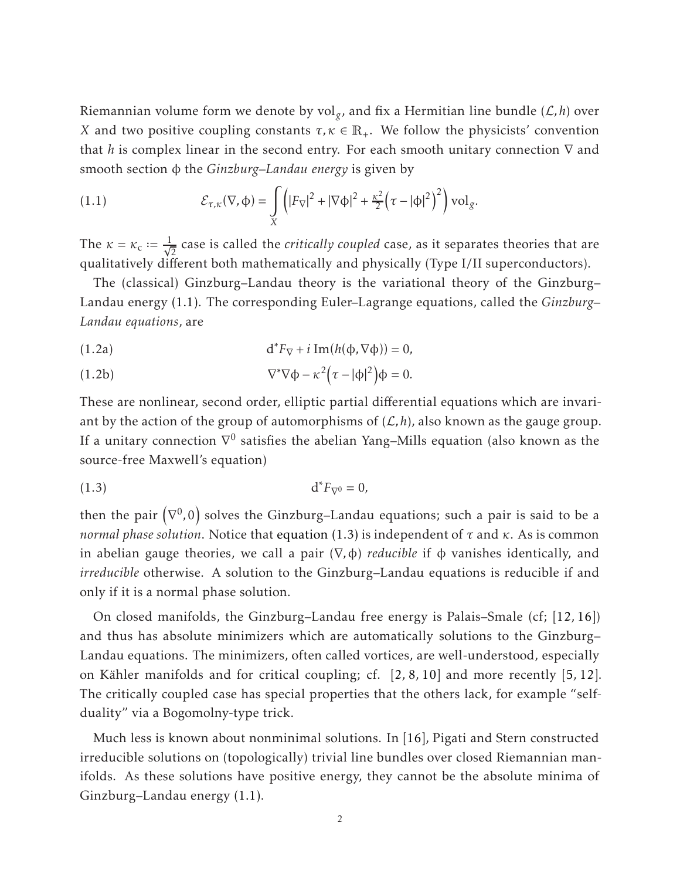Riemannian volume form we denote by $\mathrm{vol}_g$, and fix a Hermitian line bundle $(\mathcal{L}, h)$ over $X$ and two positive coupling constants $\tau, \kappa \in \mathbb{R}_+$. We follow the physicists' convention that $h$ is complex linear in the second entry. For each smooth unitary connection $\nabla$ and smooth section $\phi$ the *Ginzburg–Landau energy* is given by

$$\mathcal{E}_{\tau,\kappa}(\nabla, \phi) = \int_X \left( |F_\nabla|^2 + |\nabla\phi|^2 + \tfrac{\kappa^2}{2}\left(\tau - |\phi|^2\right)^2 \right) \mathrm{vol}_g. \tag{1.1}$$

The $\kappa = \kappa_c := \frac{1}{\sqrt{2}}$ case is called the *critically coupled* case, as it separates theories that are qualitatively different both mathematically and physically (Type I/II superconductors).

The (classical) Ginzburg–Landau theory is the variational theory of the Ginzburg–Landau energy (1.1). The corresponding Euler–Lagrange equations, called the *Ginzburg–Landau equations*, are

$$\mathrm{d}^* F_\nabla + i\,\mathrm{Im}(h(\phi, \nabla\phi)) = 0, \tag{1.2a}$$

$$\nabla^*\nabla\phi - \kappa^2\left(\tau - |\phi|^2\right)\phi = 0. \tag{1.2b}$$

These are nonlinear, second order, elliptic partial differential equations which are invariant by the action of the group of automorphisms of $(\mathcal{L}, h)$, also known as the gauge group. If a unitary connection $\nabla^0$ satisfies the abelian Yang–Mills equation (also known as the source-free Maxwell's equation)

$$\mathrm{d}^* F_{\nabla^0} = 0, \tag{1.3}$$

then the pair $\left(\nabla^0, 0\right)$ solves the Ginzburg–Landau equations; such a pair is said to be a *normal phase solution*. Notice that equation (1.3) is independent of $\tau$ and $\kappa$. As is common in abelian gauge theories, we call a pair $(\nabla, \phi)$ *reducible* if $\phi$ vanishes identically, and *irreducible* otherwise. A solution to the Ginzburg–Landau equations is reducible if and only if it is a normal phase solution.

On closed manifolds, the Ginzburg–Landau free energy is Palais–Smale (cf; [12, 16]) and thus has absolute minimizers which are automatically solutions to the Ginzburg–Landau equations. The minimizers, often called vortices, are well-understood, especially on Kähler manifolds and for critical coupling; cf. [2, 8, 10] and more recently [5, 12]. The critically coupled case has special properties that the others lack, for example "self-duality" via a Bogomolny-type trick.

Much less is known about nonminimal solutions. In [16], Pigati and Stern constructed irreducible solutions on (topologically) trivial line bundles over closed Riemannian manifolds. As these solutions have positive energy, they cannot be the absolute minima of Ginzburg–Landau energy (1.1).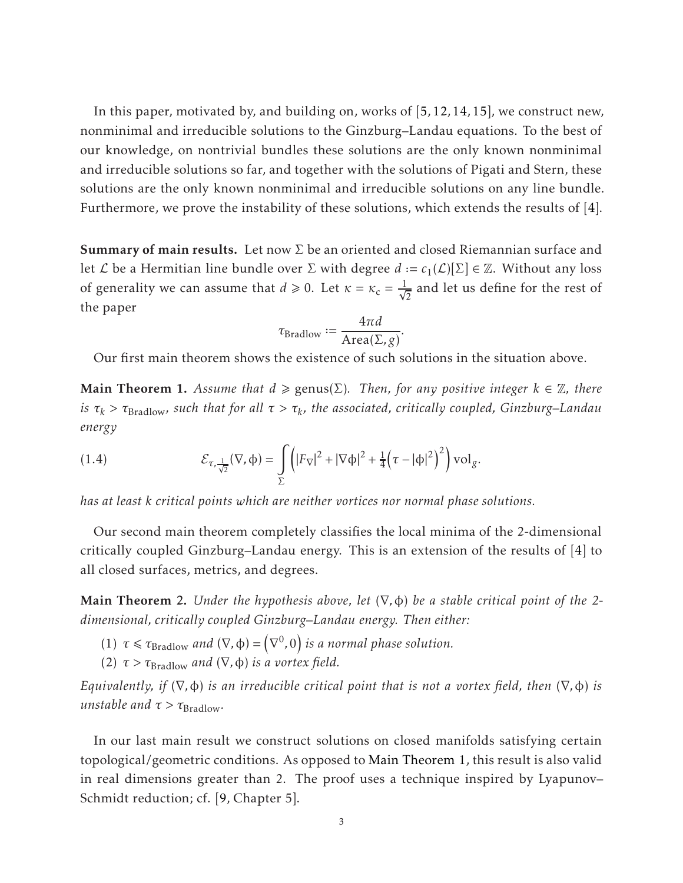In this paper, motivated by, and building on, works of [5, 12, 14, 15], we construct new, nonminimal and irreducible solutions to the Ginzburg–Landau equations. To the best of our knowledge, on nontrivial bundles these solutions are the only known nonminimal and irreducible solutions so far, and together with the solutions of Pigati and Stern, these solutions are the only known nonminimal and irreducible solutions on any line bundle. Furthermore, we prove the instability of these solutions, which extends the results of [4].

**Summary of main results.** Let now $\Sigma$ be an oriented and closed Riemannian surface and let $\mathcal{L}$ be a Hermitian line bundle over $\Sigma$ with degree $d := c_1(\mathcal{L})[\Sigma] \in \mathbb{Z}$. Without any loss of generality we can assume that $d \geqslant 0$. Let $\kappa = \kappa_c = \frac{1}{\sqrt{2}}$ and let us define for the rest of the paper

$$\tau_{\mathrm{Bradlow}} := \frac{4\pi d}{\mathrm{Area}(\Sigma, g)}.$$

Our first main theorem shows the existence of such solutions in the situation above.

**Main Theorem 1.** *Assume that $d \geqslant \mathrm{genus}(\Sigma)$. Then, for any positive integer $k \in \mathbb{Z}$, there is $\tau_k > \tau_{\mathrm{Bradlow}}$, such that for all $\tau > \tau_k$, the associated, critically coupled, Ginzburg–Landau energy*

$$\mathcal{E}_{\tau, \frac{1}{\sqrt{2}}}(\nabla, \phi) = \int_{\Sigma} \left( |F_\nabla|^2 + |\nabla \phi|^2 + \tfrac{1}{4}\left(\tau - |\phi|^2\right)^2 \right) \mathrm{vol}_g. \tag{1.4}$$

*has at least $k$ critical points which are neither vortices nor normal phase solutions.*

Our second main theorem completely classifies the local minima of the 2-dimensional critically coupled Ginzburg–Landau energy. This is an extension of the results of [4] to all closed surfaces, metrics, and degrees.

**Main Theorem 2.** *Under the hypothesis above, let $(\nabla, \phi)$ be a stable critical point of the 2-dimensional, critically coupled Ginzburg–Landau energy. Then either:*

(1) *$\tau \leqslant \tau_{\mathrm{Bradlow}}$ and $(\nabla, \phi) = \left(\nabla^0, 0\right)$ is a normal phase solution.*

(2) *$\tau > \tau_{\mathrm{Bradlow}}$ and $(\nabla, \phi)$ is a vortex field.*

*Equivalently, if $(\nabla, \phi)$ is an irreducible critical point that is not a vortex field, then $(\nabla, \phi)$ is unstable and $\tau > \tau_{\mathrm{Bradlow}}$.*

In our last main result we construct solutions on closed manifolds satisfying certain topological/geometric conditions. As opposed to Main Theorem 1, this result is also valid in real dimensions greater than 2. The proof uses a technique inspired by Lyapunov–Schmidt reduction; cf. [9, Chapter 5].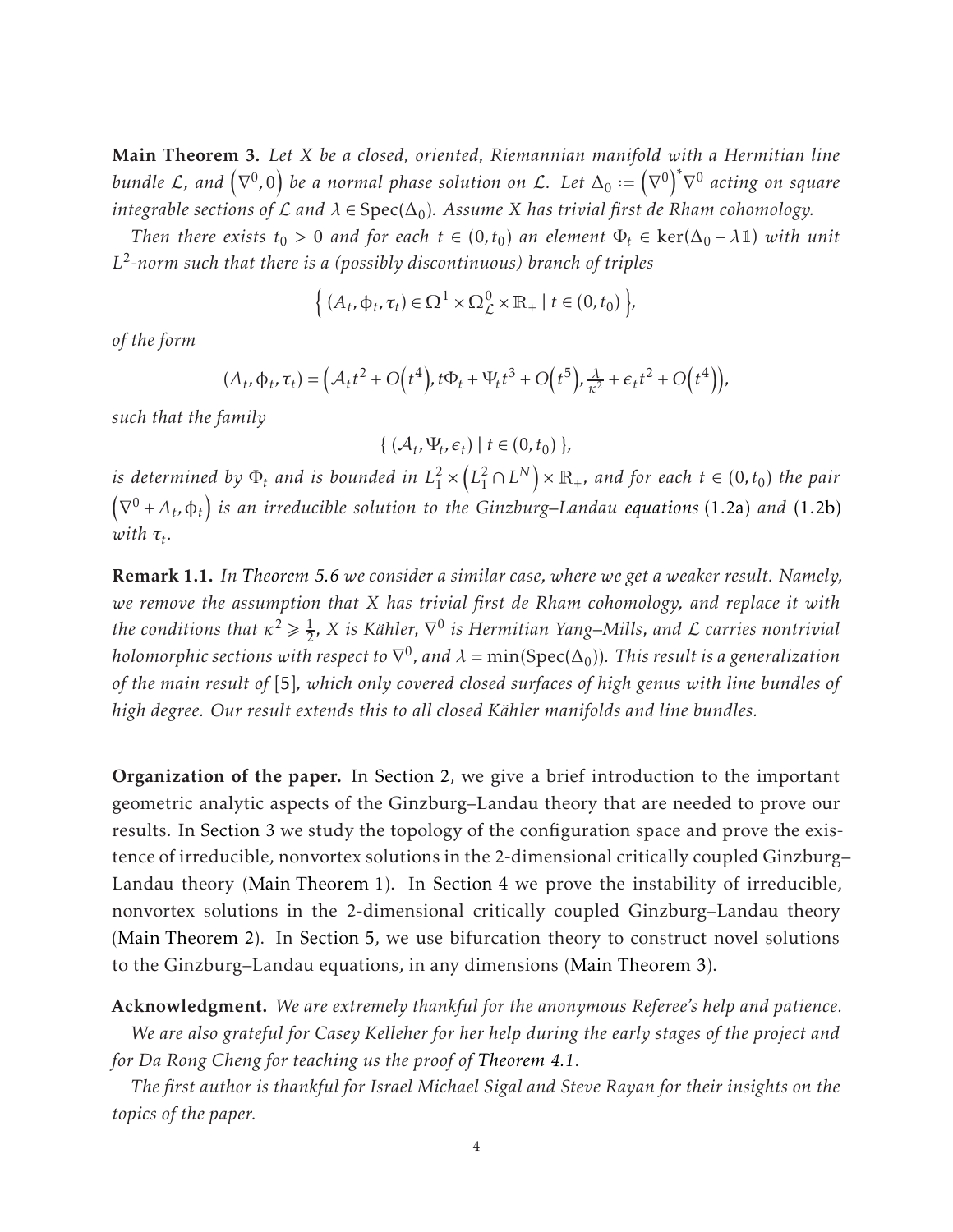**Main Theorem 3.** *Let $X$ be a closed, oriented, Riemannian manifold with a Hermitian line bundle $\mathcal{L}$, and $\left(\nabla^0, 0\right)$ be a normal phase solution on $\mathcal{L}$. Let $\Delta_0 := \left(\nabla^0\right)^* \nabla^0$ acting on square integrable sections of $\mathcal{L}$ and $\lambda \in \operatorname{Spec}(\Delta_0)$. Assume $X$ has trivial first de Rham cohomology.*

*Then there exists $t_0 > 0$ and for each $t \in (0, t_0)$ an element $\Phi_t \in \ker(\Delta_0 - \lambda \mathbb{1})$ with unit $L^2$-norm such that there is a (possibly discontinuous) branch of triples*

$$\left\{ (A_t, \phi_t, \tau_t) \in \Omega^1 \times \Omega^0_{\mathcal{L}} \times \mathbb{R}_+ \mid t \in (0, t_0) \right\},$$

*of the form*

$$(A_t, \phi_t, \tau_t) = \left( \mathcal{A}_t t^2 + O\left(t^4\right), t\Phi_t + \Psi_t t^3 + O\left(t^5\right), \tfrac{\lambda}{\kappa^2} + \epsilon_t t^2 + O\left(t^4\right) \right),$$

*such that the family*

$$\{ (\mathcal{A}_t, \Psi_t, \epsilon_t) \mid t \in (0, t_0) \},$$

*is determined by $\Phi_t$ and is bounded in $L^2_1 \times \left(L^2_1 \cap L^N\right) \times \mathbb{R}_+$, and for each $t \in (0, t_0)$ the pair $\left(\nabla^0 + A_t, \phi_t\right)$ is an irreducible solution to the Ginzburg–Landau equations (1.2a) and (1.2b) with $\tau_t$.*

**Remark 1.1.** *In Theorem 5.6 we consider a similar case, where we get a weaker result. Namely, we remove the assumption that $X$ has trivial first de Rham cohomology, and replace it with the conditions that $\kappa^2 \geqslant \frac{1}{2}$, $X$ is Kähler, $\nabla^0$ is Hermitian Yang–Mills, and $\mathcal{L}$ carries nontrivial holomorphic sections with respect to $\nabla^0$, and $\lambda = \min(\operatorname{Spec}(\Delta_0))$. This result is a generalization of the main result of [5], which only covered closed surfaces of high genus with line bundles of high degree. Our result extends this to all closed Kähler manifolds and line bundles.*

**Organization of the paper.** In Section 2, we give a brief introduction to the important geometric analytic aspects of the Ginzburg–Landau theory that are needed to prove our results. In Section 3 we study the topology of the configuration space and prove the existence of irreducible, nonvortex solutions in the 2-dimensional critically coupled Ginzburg–Landau theory (Main Theorem 1). In Section 4 we prove the instability of irreducible, nonvortex solutions in the 2-dimensional critically coupled Ginzburg–Landau theory (Main Theorem 2). In Section 5, we use bifurcation theory to construct novel solutions to the Ginzburg–Landau equations, in any dimensions (Main Theorem 3).

**Acknowledgment.** *We are extremely thankful for the anonymous Referee's help and patience.*

*We are also grateful for Casey Kelleher for her help during the early stages of the project and for Da Rong Cheng for teaching us the proof of Theorem 4.1.*

*The first author is thankful for Israel Michael Sigal and Steve Rayan for their insights on the topics of the paper.*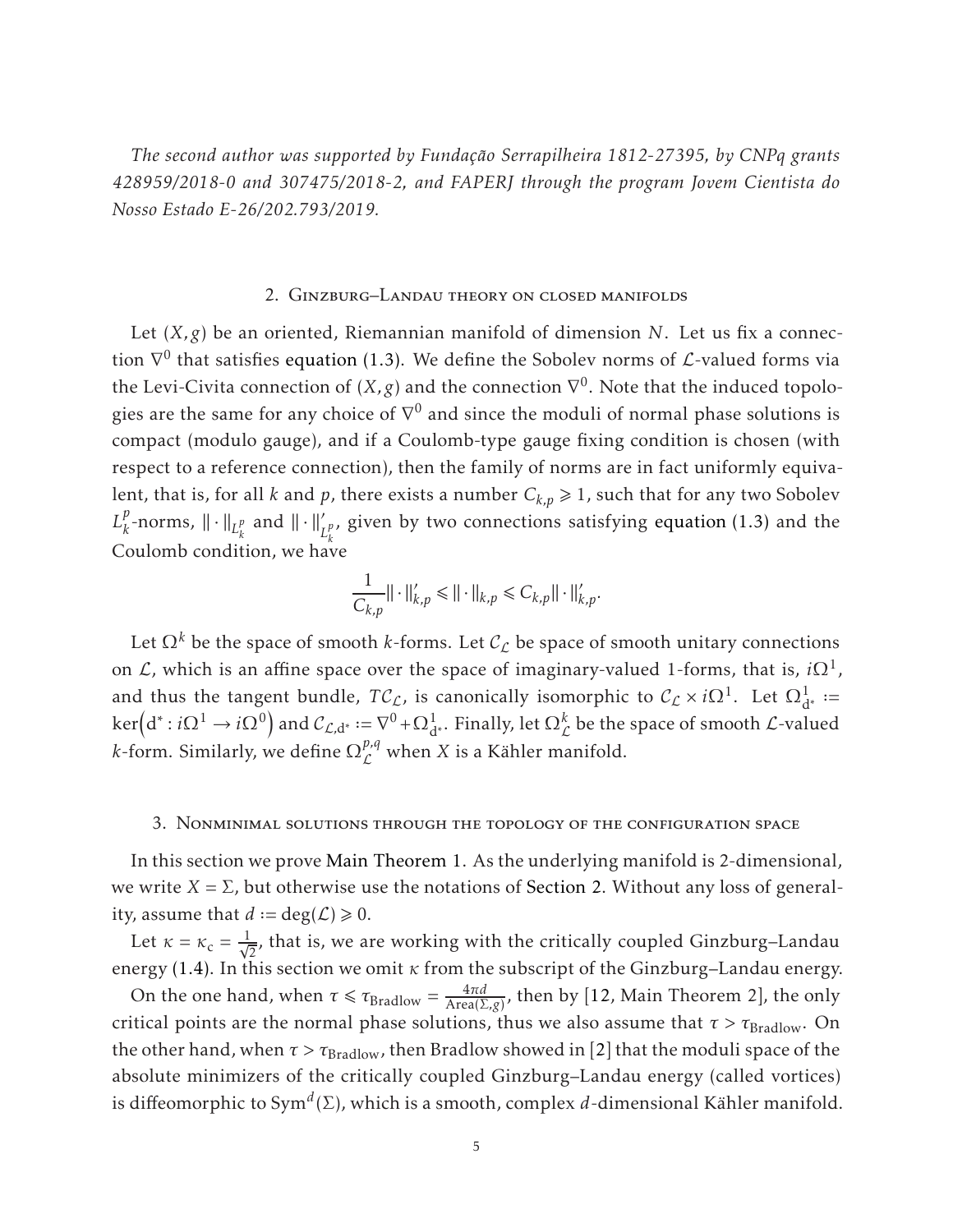*The second author was supported by Fundação Serrapilheira 1812-27395, by CNPq grants 428959/2018-0 and 307475/2018-2, and FAPERJ through the program Jovem Cientista do Nosso Estado E-26/202.793/2019.*

## 2. Ginzburg–Landau theory on closed manifolds

Let $(X, g)$ be an oriented, Riemannian manifold of dimension $N$. Let us fix a connection $\nabla^0$ that satisfies equation (1.3). We define the Sobolev norms of $\mathcal{L}$-valued forms via the Levi-Civita connection of $(X, g)$ and the connection $\nabla^0$. Note that the induced topologies are the same for any choice of $\nabla^0$ and since the moduli of normal phase solutions is compact (modulo gauge), and if a Coulomb-type gauge fixing condition is chosen (with respect to a reference connection), then the family of norms are in fact uniformly equivalent, that is, for all $k$ and $p$, there exists a number $C_{k,p} \geqslant 1$, such that for any two Sobolev $L^p_k$-norms, $\|\cdot\|_{L^p_k}$ and $\|\cdot\|'_{L^p_k}$, given by two connections satisfying equation (1.3) and the Coulomb condition, we have

$$\frac{1}{C_{k,p}}\|\cdot\|'_{k,p} \leqslant \|\cdot\|_{k,p} \leqslant C_{k,p}\|\cdot\|'_{k,p}.$$

Let $\Omega^k$ be the space of smooth $k$-forms. Let $\mathcal{C}_{\mathcal{L}}$ be space of smooth unitary connections on $\mathcal{L}$, which is an affine space over the space of imaginary-valued 1-forms, that is, $i\Omega^1$, and thus the tangent bundle, $T\mathcal{C}_{\mathcal{L}}$, is canonically isomorphic to $\mathcal{C}_{\mathcal{L}} \times i\Omega^1$. Let $\Omega^1_{\mathrm{d}^*} := \ker\left(\mathrm{d}^* : i\Omega^1 \to i\Omega^0\right)$ and $\mathcal{C}_{\mathcal{L},\mathrm{d}^*} := \nabla^0 + \Omega^1_{\mathrm{d}^*}$. Finally, let $\Omega^k_{\mathcal{L}}$ be the space of smooth $\mathcal{L}$-valued $k$-form. Similarly, we define $\Omega^{p,q}_{\mathcal{L}}$ when $X$ is a Kähler manifold.

## 3. Nonminimal solutions through the topology of the configuration space

In this section we prove Main Theorem 1. As the underlying manifold is 2-dimensional, we write $X = \Sigma$, but otherwise use the notations of Section 2. Without any loss of generality, assume that $d := \deg(\mathcal{L}) \geqslant 0$.

Let $\kappa = \kappa_c = \frac{1}{\sqrt{2}}$, that is, we are working with the critically coupled Ginzburg–Landau energy (1.4). In this section we omit $\kappa$ from the subscript of the Ginzburg–Landau energy.

On the one hand, when $\tau \leqslant \tau_{\mathrm{Bradlow}} = \frac{4\pi d}{\mathrm{Area}(\Sigma, g)}$, then by [12, Main Theorem 2], the only critical points are the normal phase solutions, thus we also assume that $\tau > \tau_{\mathrm{Bradlow}}$. On the other hand, when $\tau > \tau_{\mathrm{Bradlow}}$, then Bradlow showed in [2] that the moduli space of the absolute minimizers of the critically coupled Ginzburg–Landau energy (called vortices) is diffeomorphic to $\mathrm{Sym}^d(\Sigma)$, which is a smooth, complex $d$-dimensional Kähler manifold.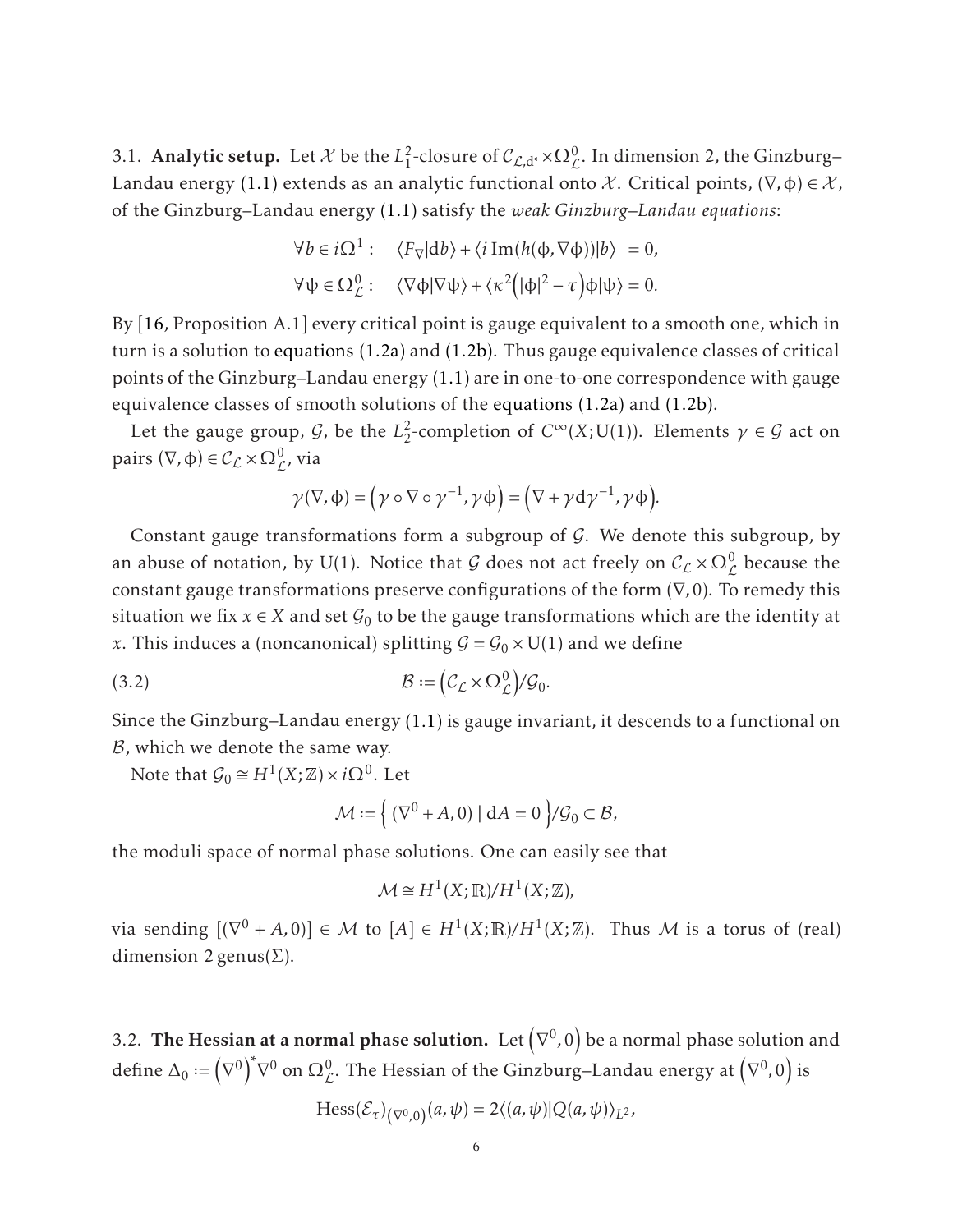3.1. **Analytic setup.** Let $\mathcal{X}$ be the $L^2_1$-closure of $\mathcal{C}_{\mathcal{L},\mathrm{d}^*} \times \Omega^0_{\mathcal{L}}$. In dimension 2, the Ginzburg–Landau energy (1.1) extends as an analytic functional onto $\mathcal{X}$. Critical points, $(\nabla, \phi) \in \mathcal{X}$, of the Ginzburg–Landau energy (1.1) satisfy the *weak Ginzburg–Landau equations*:

$$\forall b \in i\Omega^1: \quad \langle F_\nabla | \mathrm{d}b \rangle + \langle i\,\mathrm{Im}(h(\phi, \nabla\phi)) | b \rangle \ = 0,$$

$$\forall \psi \in \Omega^0_{\mathcal{L}}: \quad \langle \nabla\phi | \nabla\psi \rangle + \langle \kappa^2 \big( |\phi|^2 - \tau \big) \phi | \psi \rangle = 0.$$

By [16, Proposition A.1] every critical point is gauge equivalent to a smooth one, which in turn is a solution to equations (1.2a) and (1.2b). Thus gauge equivalence classes of critical points of the Ginzburg–Landau energy (1.1) are in one-to-one correspondence with gauge equivalence classes of smooth solutions of the equations (1.2a) and (1.2b).

Let the gauge group, $\mathcal{G}$, be the $L^2_2$-completion of $C^\infty(X; \mathrm{U}(1))$. Elements $\gamma \in \mathcal{G}$ act on pairs $(\nabla, \phi) \in \mathcal{C}_{\mathcal{L}} \times \Omega^0_{\mathcal{L}}$, via

$$\gamma(\nabla, \phi) = \big( \gamma \circ \nabla \circ \gamma^{-1}, \gamma\phi \big) = \big( \nabla + \gamma \mathrm{d}\gamma^{-1}, \gamma\phi \big).$$

Constant gauge transformations form a subgroup of $\mathcal{G}$. We denote this subgroup, by an abuse of notation, by $\mathrm{U}(1)$. Notice that $\mathcal{G}$ does not act freely on $\mathcal{C}_{\mathcal{L}} \times \Omega^0_{\mathcal{L}}$ because the constant gauge transformations preserve configurations of the form $(\nabla, 0)$. To remedy this situation we fix $x \in X$ and set $\mathcal{G}_0$ to be the gauge transformations which are the identity at $x$. This induces a (noncanonical) splitting $\mathcal{G} = \mathcal{G}_0 \times \mathrm{U}(1)$ and we define

$$\mathcal{B} := \big( \mathcal{C}_{\mathcal{L}} \times \Omega^0_{\mathcal{L}} \big) / \mathcal{G}_0. \tag{3.2}$$

Since the Ginzburg–Landau energy (1.1) is gauge invariant, it descends to a functional on $\mathcal{B}$, which we denote the same way.

Note that $\mathcal{G}_0 \cong H^1(X; \mathbb{Z}) \times i\Omega^0$. Let

$$\mathcal{M} := \Big\{ (\nabla^0 + A, 0) \mid \mathrm{d}A = 0 \Big\} / \mathcal{G}_0 \subset \mathcal{B},$$

the moduli space of normal phase solutions. One can easily see that

$$\mathcal{M} \cong H^1(X; \mathbb{R}) / H^1(X; \mathbb{Z}),$$

via sending $[(\nabla^0 + A, 0)] \in \mathcal{M}$ to $[A] \in H^1(X; \mathbb{R}) / H^1(X; \mathbb{Z})$. Thus $\mathcal{M}$ is a torus of (real) dimension $2\,\mathrm{genus}(\Sigma)$.

3.2. **The Hessian at a normal phase solution.** Let $\big(\nabla^0, 0\big)$ be a normal phase solution and define $\Delta_0 := \big(\nabla^0\big)^* \nabla^0$ on $\Omega^0_{\mathcal{L}}$. The Hessian of the Ginzburg–Landau energy at $\big(\nabla^0, 0\big)$ is

$$\mathrm{Hess}(\mathcal{E}_\tau)_{(\nabla^0, 0)}(a, \psi) = 2 \langle (a, \psi) | Q(a, \psi) \rangle_{L^2},$$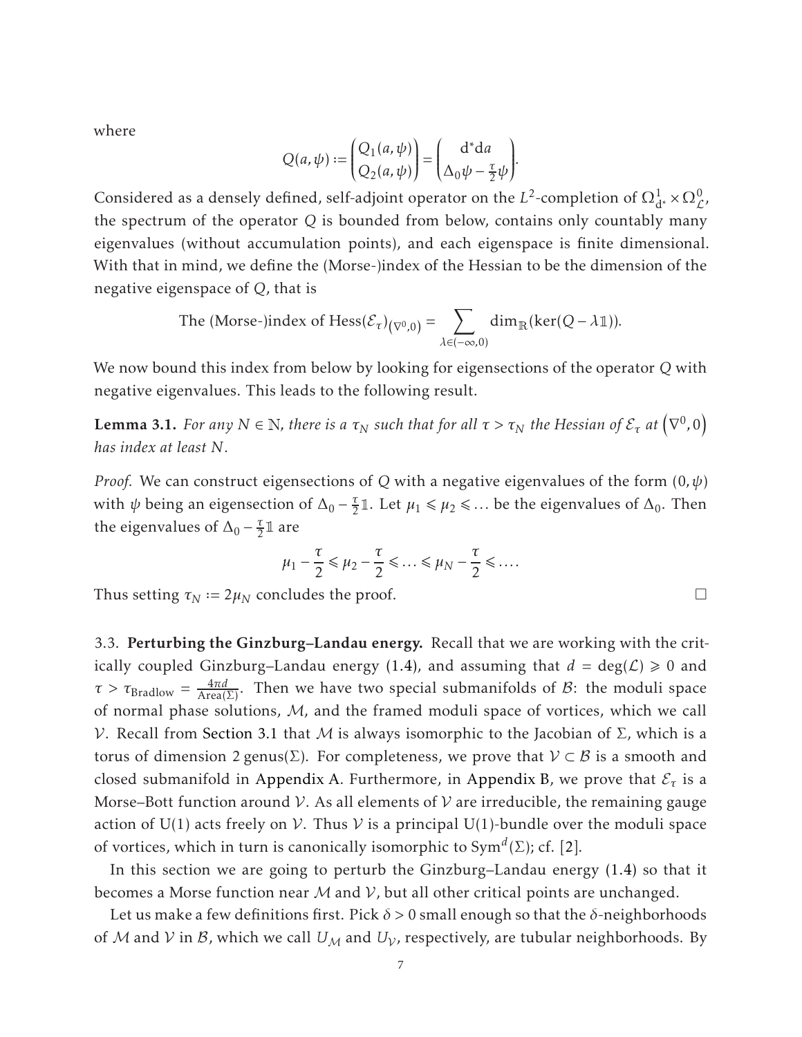where

$$Q(a,\psi) := \begin{pmatrix} Q_1(a,\psi) \\ Q_2(a,\psi) \end{pmatrix} = \begin{pmatrix} \mathrm{d}^*\mathrm{d}a \\ \Delta_0\psi - \frac{\tau}{2}\psi \end{pmatrix}.$$

Considered as a densely defined, self-adjoint operator on the $L^2$-completion of $\Omega^1_{\mathrm{d}^*} \times \Omega^0_{\mathcal{L}}$, the spectrum of the operator $Q$ is bounded from below, contains only countably many eigenvalues (without accumulation points), and each eigenspace is finite dimensional. With that in mind, we define the (Morse-)index of the Hessian to be the dimension of the negative eigenspace of $Q$, that is

$$\text{The (Morse-)index of } \mathrm{Hess}(\mathcal{E}_\tau)_{(\nabla^0,0)} = \sum_{\lambda \in (-\infty,0)} \dim_{\mathbb{R}}(\ker(Q - \lambda \mathbb{1})).$$

We now bound this index from below by looking for eigensections of the operator $Q$ with negative eigenvalues. This leads to the following result.

**Lemma 3.1.** *For any $N \in \mathbb{N}$, there is a $\tau_N$ such that for all $\tau > \tau_N$ the Hessian of $\mathcal{E}_\tau$ at $\left(\nabla^0, 0\right)$ has index at least $N$.*

*Proof.* We can construct eigensections of $Q$ with a negative eigenvalues of the form $(0,\psi)$ with $\psi$ being an eigensection of $\Delta_0 - \frac{\tau}{2}\mathbb{1}$. Let $\mu_1 \leqslant \mu_2 \leqslant \ldots$ be the eigenvalues of $\Delta_0$. Then the eigenvalues of $\Delta_0 - \frac{\tau}{2}\mathbb{1}$ are

$$\mu_1 - \frac{\tau}{2} \leqslant \mu_2 - \frac{\tau}{2} \leqslant \ldots \leqslant \mu_N - \frac{\tau}{2} \leqslant \ldots.$$

Thus setting $\tau_N := 2\mu_N$ concludes the proof. $\square$

3.3. **Perturbing the Ginzburg–Landau energy.** Recall that we are working with the critically coupled Ginzburg–Landau energy (1.4), and assuming that $d = \deg(\mathcal{L}) \geqslant 0$ and $\tau > \tau_{\mathrm{Bradlow}} = \frac{4\pi d}{\mathrm{Area}(\Sigma)}$. Then we have two special submanifolds of $\mathcal{B}$: the moduli space of normal phase solutions, $\mathcal{M}$, and the framed moduli space of vortices, which we call $\mathcal{V}$. Recall from Section 3.1 that $\mathcal{M}$ is always isomorphic to the Jacobian of $\Sigma$, which is a torus of dimension $2\,\mathrm{genus}(\Sigma)$. For completeness, we prove that $\mathcal{V} \subset \mathcal{B}$ is a smooth and closed submanifold in Appendix A. Furthermore, in Appendix B, we prove that $\mathcal{E}_\tau$ is a Morse–Bott function around $\mathcal{V}$. As all elements of $\mathcal{V}$ are irreducible, the remaining gauge action of $\mathrm{U}(1)$ acts freely on $\mathcal{V}$. Thus $\mathcal{V}$ is a principal $\mathrm{U}(1)$-bundle over the moduli space of vortices, which in turn is canonically isomorphic to $\mathrm{Sym}^d(\Sigma)$; cf. [2].

In this section we are going to perturb the Ginzburg–Landau energy (1.4) so that it becomes a Morse function near $\mathcal{M}$ and $\mathcal{V}$, but all other critical points are unchanged.

Let us make a few definitions first. Pick $\delta > 0$ small enough so that the $\delta$-neighborhoods of $\mathcal{M}$ and $\mathcal{V}$ in $\mathcal{B}$, which we call $U_{\mathcal{M}}$ and $U_{\mathcal{V}}$, respectively, are tubular neighborhoods. By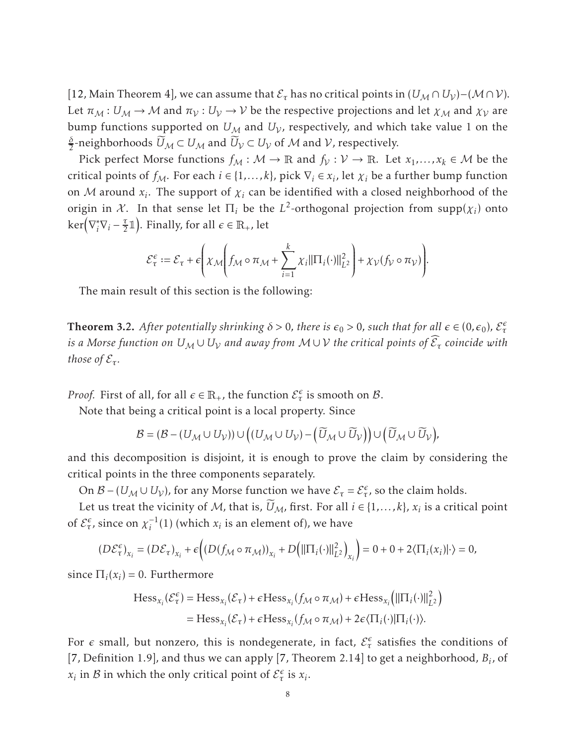[12, Main Theorem 4], we can assume that $\mathcal{E}_\tau$ has no critical points in $(U_\mathcal{M} \cap U_\mathcal{V}) - (\mathcal{M} \cap \mathcal{V})$. Let $\pi_\mathcal{M} : U_\mathcal{M} \to \mathcal{M}$ and $\pi_\mathcal{V} : U_\mathcal{V} \to \mathcal{V}$ be the respective projections and let $\chi_\mathcal{M}$ and $\chi_\mathcal{V}$ are bump functions supported on $U_\mathcal{M}$ and $U_\mathcal{V}$, respectively, and which take value 1 on the $\frac{\delta}{2}$-neighborhoods $\widetilde{U}_\mathcal{M} \subset U_\mathcal{M}$ and $\widetilde{U}_\mathcal{V} \subset U_\mathcal{V}$ of $\mathcal{M}$ and $\mathcal{V}$, respectively.

Pick perfect Morse functions $f_\mathcal{M} : \mathcal{M} \to \mathbb{R}$ and $f_\mathcal{V} : \mathcal{V} \to \mathbb{R}$. Let $x_1, \ldots, x_k \in \mathcal{M}$ be the critical points of $f_\mathcal{M}$. For each $i \in \{1, \ldots, k\}$, pick $\nabla_i \in x_i$, let $\chi_i$ be a further bump function on $\mathcal{M}$ around $x_i$. The support of $\chi_i$ can be identified with a closed neighborhood of the origin in $\mathcal{X}$. In that sense let $\Pi_i$ be the $L^2$-orthogonal projection from $\mathrm{supp}(\chi_i)$ onto $\ker\left(\nabla_i^* \nabla_i - \frac{\tau}{2}\mathbb{1}\right)$. Finally, for all $\epsilon \in \mathbb{R}_+$, let

$$\mathcal{E}_\tau^\epsilon := \mathcal{E}_\tau + \epsilon\left(\chi_\mathcal{M}\left(f_\mathcal{M} \circ \pi_\mathcal{M} + \sum_{i=1}^k \chi_i \|\Pi_i(\cdot)\|_{L^2}^2\right) + \chi_\mathcal{V}(f_\mathcal{V} \circ \pi_\mathcal{V})\right).$$

The main result of this section is the following:

**Theorem 3.2.** *After potentially shrinking $\delta > 0$, there is $\epsilon_0 > 0$, such that for all $\epsilon \in (0, \epsilon_0)$, $\mathcal{E}_\tau^\epsilon$ is a Morse function on $U_\mathcal{M} \cup U_\mathcal{V}$ and away from $\mathcal{M} \cup \mathcal{V}$ the critical points of $\widehat{\mathcal{E}_\tau}$ coincide with those of $\mathcal{E}_\tau$.*

*Proof.* First of all, for all $\epsilon \in \mathbb{R}_+$, the function $\mathcal{E}_\tau^\epsilon$ is smooth on $\mathcal{B}$.

Note that being a critical point is a local property. Since

$$\mathcal{B} = (\mathcal{B} - (U_\mathcal{M} \cup U_\mathcal{V})) \cup \left((U_\mathcal{M} \cup U_\mathcal{V}) - \left(\widetilde{U}_\mathcal{M} \cup \widetilde{U}_\mathcal{V}\right)\right) \cup \left(\widetilde{U}_\mathcal{M} \cup \widetilde{U}_\mathcal{V}\right),$$

and this decomposition is disjoint, it is enough to prove the claim by considering the critical points in the three components separately.

On $\mathcal{B} - (U_\mathcal{M} \cup U_\mathcal{V})$, for any Morse function we have $\mathcal{E}_\tau = \mathcal{E}_\tau^\epsilon$, so the claim holds.

Let us treat the vicinity of $\mathcal{M}$, that is, $\widetilde{U}_\mathcal{M}$, first. For all $i \in \{1, \ldots, k\}$, $x_i$ is a critical point of $\mathcal{E}_\tau^\epsilon$, since on $\chi_i^{-1}(1)$ (which $x_i$ is an element of), we have

$$(D\mathcal{E}_\tau^\epsilon)_{x_i} = (D\mathcal{E}_\tau)_{x_i} + \epsilon\left((D(f_\mathcal{M} \circ \pi_\mathcal{M}))_{x_i} + D\left(\|\Pi_i(\cdot)\|_{L^2}^2\right)_{x_i}\right) = 0 + 0 + 2\langle \Pi_i(x_i) | \cdot \rangle = 0,$$

since $\Pi_i(x_i) = 0$. Furthermore

$$\begin{aligned}
\mathrm{Hess}_{x_i}(\mathcal{E}_\tau^\epsilon) &= \mathrm{Hess}_{x_i}(\mathcal{E}_\tau) + \epsilon \mathrm{Hess}_{x_i}(f_\mathcal{M} \circ \pi_\mathcal{M}) + \epsilon \mathrm{Hess}_{x_i}\left(\|\Pi_i(\cdot)\|_{L^2}^2\right) \\
&= \mathrm{Hess}_{x_i}(\mathcal{E}_\tau) + \epsilon \mathrm{Hess}_{x_i}(f_\mathcal{M} \circ \pi_\mathcal{M}) + 2\epsilon \langle \Pi_i(\cdot) | \Pi_i(\cdot) \rangle.
\end{aligned}$$

For $\epsilon$ small, but nonzero, this is nondegenerate, in fact, $\mathcal{E}_\tau^\epsilon$ satisfies the conditions of [7, Definition 1.9], and thus we can apply [7, Theorem 2.14] to get a neighborhood, $B_i$, of $x_i$ in $\mathcal{B}$ in which the only critical point of $\mathcal{E}_\tau^\epsilon$ is $x_i$.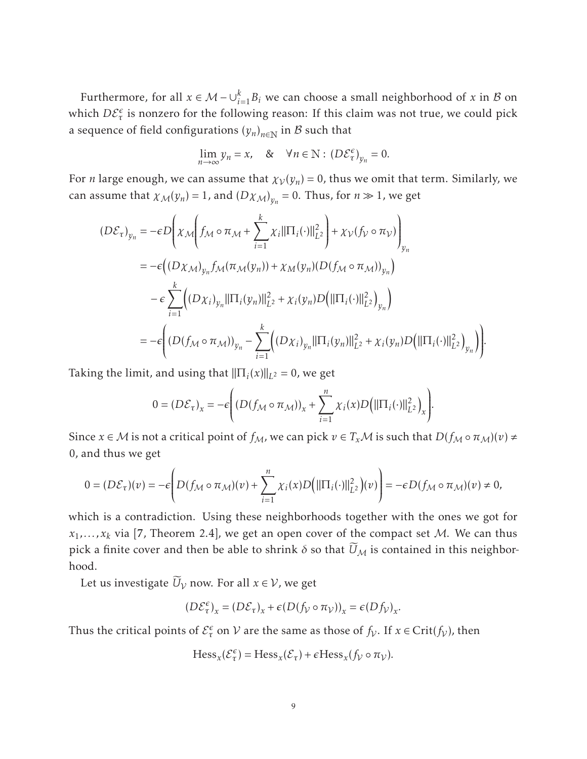Furthermore, for all $x \in \mathcal{M} - \cup_{i=1}^{k} B_i$ we can choose a small neighborhood of $x$ in $\mathcal{B}$ on which $D\mathcal{E}_\tau^\epsilon$ is nonzero for the following reason: If this claim was not true, we could pick a sequence of field configurations $(y_n)_{n\in\mathbb{N}}$ in $\mathcal{B}$ such that

$$\lim_{n\to\infty} y_n = x, \quad \& \quad \forall n \in \mathbb{N} : (D\mathcal{E}_\tau^\epsilon)_{y_n} = 0.$$

For $n$ large enough, we can assume that $\chi_{\mathcal{V}}(y_n) = 0$, thus we omit that term. Similarly, we can assume that $\chi_{\mathcal{M}}(y_n) = 1$, and $(D\chi_{\mathcal{M}})_{y_n} = 0$. Thus, for $n \gg 1$, we get

$$\begin{aligned}
(D\mathcal{E}_\tau)_{y_n} &= -\epsilon D\left(\chi_{\mathcal{M}}\left(f_{\mathcal{M}} \circ \pi_{\mathcal{M}} + \sum_{i=1}^{k} \chi_i \|\Pi_i(\cdot)\|_{L^2}^2\right) + \chi_{\mathcal{V}}(f_{\mathcal{V}} \circ \pi_{\mathcal{V}})\right)_{y_n} \\
&= -\epsilon\Big((D\chi_{\mathcal{M}})_{y_n} f_{\mathcal{M}}(\pi_{\mathcal{M}}(y_n)) + \chi_M(y_n)(D(f_{\mathcal{M}} \circ \pi_{\mathcal{M}}))_{y_n}\Big) \\
&\quad - \epsilon \sum_{i=1}^{k}\Big((D\chi_i)_{y_n} \|\Pi_i(y_n)\|_{L^2}^2 + \chi_i(y_n) D\Big(\|\Pi_i(\cdot)\|_{L^2}^2\Big)_{y_n}\Big) \\
&= -\epsilon\left((D(f_{\mathcal{M}} \circ \pi_{\mathcal{M}}))_{y_n} - \sum_{i=1}^{k}\Big((D\chi_i)_{y_n} \|\Pi_i(y_n)\|_{L^2}^2 + \chi_i(y_n) D\Big(\|\Pi_i(\cdot)\|_{L^2}^2\Big)_{y_n}\Big)\right).
\end{aligned}$$

Taking the limit, and using that $\|\Pi_i(x)\|_{L^2} = 0$, we get

$$0 = (D\mathcal{E}_\tau)_x = -\epsilon\left((D(f_{\mathcal{M}} \circ \pi_{\mathcal{M}}))_x + \sum_{i=1}^{n} \chi_i(x) D\Big(\|\Pi_i(\cdot)\|_{L^2}^2\Big)_x\right).$$

Since $x \in \mathcal{M}$ is not a critical point of $f_{\mathcal{M}}$, we can pick $v \in T_x\mathcal{M}$ is such that $D(f_{\mathcal{M}} \circ \pi_{\mathcal{M}})(v) \neq 0$, and thus we get

$$0 = (D\mathcal{E}_\tau)(v) = -\epsilon\left(D(f_{\mathcal{M}} \circ \pi_{\mathcal{M}})(v) + \sum_{i=1}^{n} \chi_i(x) D\Big(\|\Pi_i(\cdot)\|_{L^2}^2\Big)(v)\right) = -\epsilon D(f_{\mathcal{M}} \circ \pi_{\mathcal{M}})(v) \neq 0,$$

which is a contradiction. Using these neighborhoods together with the ones we got for $x_1, \ldots, x_k$ via [7, Theorem 2.4], we get an open cover of the compact set $\mathcal{M}$. We can thus pick a finite cover and then be able to shrink $\delta$ so that $\widetilde{U}_{\mathcal{M}}$ is contained in this neighborhood.

Let us investigate $\widetilde{U}_{\mathcal{V}}$ now. For all $x \in \mathcal{V}$, we get

$$(D\mathcal{E}_\tau^\epsilon)_x = (D\mathcal{E}_\tau)_x + \epsilon(D(f_{\mathcal{V}} \circ \pi_{\mathcal{V}}))_x = \epsilon(Df_{\mathcal{V}})_x.$$

Thus the critical points of $\mathcal{E}_\tau^\epsilon$ on $\mathcal{V}$ are the same as those of $f_{\mathcal{V}}$. If $x \in \mathrm{Crit}(f_{\mathcal{V}})$, then

$$\mathrm{Hess}_x(\mathcal{E}_\tau^\epsilon) = \mathrm{Hess}_x(\mathcal{E}_\tau) + \epsilon \mathrm{Hess}_x(f_{\mathcal{V}} \circ \pi_{\mathcal{V}}).$$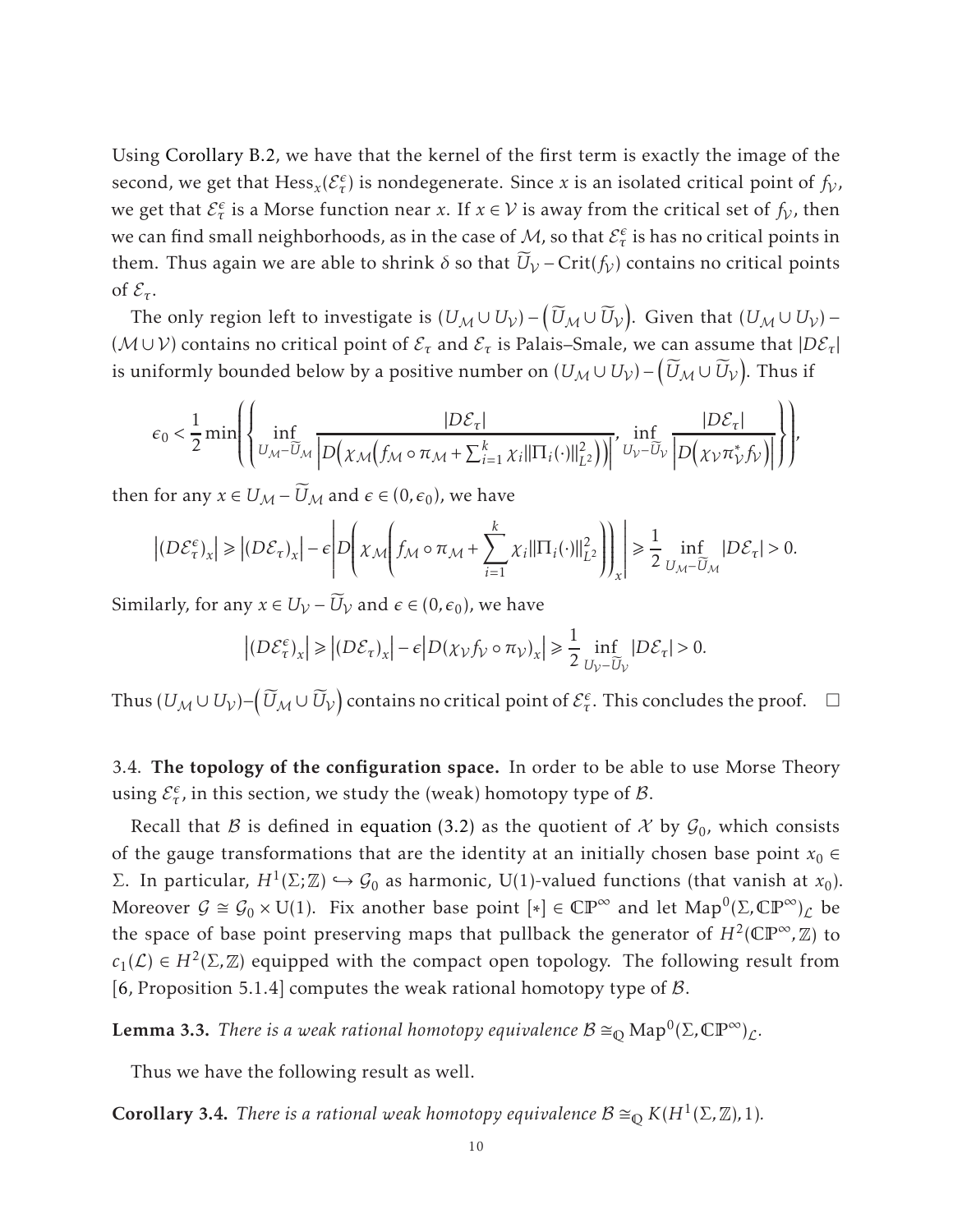Using Corollary B.2, we have that the kernel of the first term is exactly the image of the second, we get that $\mathrm{Hess}_x(\mathcal{E}_\tau^\epsilon)$ is nondegenerate. Since $x$ is an isolated critical point of $f_{\mathcal{V}}$, we get that $\mathcal{E}_\tau^\epsilon$ is a Morse function near $x$. If $x \in \mathcal{V}$ is away from the critical set of $f_{\mathcal{V}}$, then we can find small neighborhoods, as in the case of $\mathcal{M}$, so that $\mathcal{E}_\tau^\epsilon$ is has no critical points in them. Thus again we are able to shrink $\delta$ so that $\widetilde{U}_{\mathcal{V}} - \mathrm{Crit}(f_{\mathcal{V}})$ contains no critical points of $\mathcal{E}_\tau$.

The only region left to investigate is $(U_{\mathcal{M}} \cup U_{\mathcal{V}}) - \left(\widetilde{U}_{\mathcal{M}} \cup \widetilde{U}_{\mathcal{V}}\right)$. Given that $(U_{\mathcal{M}} \cup U_{\mathcal{V}}) - (\mathcal{M} \cup \mathcal{V})$ contains no critical point of $\mathcal{E}_\tau$ and $\mathcal{E}_\tau$ is Palais–Smale, we can assume that $|D\mathcal{E}_\tau|$ is uniformly bounded below by a positive number on $(U_{\mathcal{M}} \cup U_{\mathcal{V}}) - \left(\widetilde{U}_{\mathcal{M}} \cup \widetilde{U}_{\mathcal{V}}\right)$. Thus if

$$\epsilon_0 < \frac{1}{2} \min\left( \left\{ \inf_{U_{\mathcal{M}} - \widetilde{U}_{\mathcal{M}}} \frac{|D\mathcal{E}_\tau|}{\left| D\left(\chi_{\mathcal{M}}\left(f_{\mathcal{M}} \circ \pi_{\mathcal{M}} + \sum_{i=1}^k \chi_i \|\Pi_i(\cdot)\|_{L^2}^2\right)\right)\right|}, \inf_{U_{\mathcal{V}} - \widetilde{U}_{\mathcal{V}}} \frac{|D\mathcal{E}_\tau|}{\left| D\left(\chi_{\mathcal{V}} \pi_{\mathcal{V}}^* f_{\mathcal{V}}\right)\right|} \right\} \right),$$

then for any $x \in U_{\mathcal{M}} - \widetilde{U}_{\mathcal{M}}$ and $\epsilon \in (0, \epsilon_0)$, we have

$$\left|(D\mathcal{E}_\tau^\epsilon)_x\right| \geqslant \left|(D\mathcal{E}_\tau)_x\right| - \epsilon \left| D\left(\chi_{\mathcal{M}}\left(f_{\mathcal{M}} \circ \pi_{\mathcal{M}} + \sum_{i=1}^k \chi_i \|\Pi_i(\cdot)\|_{L^2}^2\right)\right)_x \right| \geqslant \frac{1}{2} \inf_{U_{\mathcal{M}} - \widetilde{U}_{\mathcal{M}}} |D\mathcal{E}_\tau| > 0.$$

Similarly, for any $x \in U_{\mathcal{V}} - \widetilde{U}_{\mathcal{V}}$ and $\epsilon \in (0, \epsilon_0)$, we have

$$\left|(D\mathcal{E}_\tau^\epsilon)_x\right| \geqslant \left|(D\mathcal{E}_\tau)_x\right| - \epsilon \left| D(\chi_{\mathcal{V}} f_{\mathcal{V}} \circ \pi_{\mathcal{V}})_x \right| \geqslant \frac{1}{2} \inf_{U_{\mathcal{V}} - \widetilde{U}_{\mathcal{V}}} |D\mathcal{E}_\tau| > 0.$$

Thus $(U_{\mathcal{M}} \cup U_{\mathcal{V}}) - \left(\widetilde{U}_{\mathcal{M}} \cup \widetilde{U}_{\mathcal{V}}\right)$ contains no critical point of $\mathcal{E}_\tau^\epsilon$. This concludes the proof. □

3.4. **The topology of the configuration space.** In order to be able to use Morse Theory using $\mathcal{E}_\tau^\epsilon$, in this section, we study the (weak) homotopy type of $\mathcal{B}$.

Recall that $\mathcal{B}$ is defined in equation (3.2) as the quotient of $\mathcal{X}$ by $\mathcal{G}_0$, which consists of the gauge transformations that are the identity at an initially chosen base point $x_0 \in \Sigma$. In particular, $H^1(\Sigma; \mathbb{Z}) \hookrightarrow \mathcal{G}_0$ as harmonic, U(1)-valued functions (that vanish at $x_0$). Moreover $\mathcal{G} \cong \mathcal{G}_0 \times \mathrm{U}(1)$. Fix another base point $[*] \in \mathbb{CP}^\infty$ and let $\mathrm{Map}^0(\Sigma, \mathbb{CP}^\infty)_{\mathcal{L}}$ be the space of base point preserving maps that pullback the generator of $H^2(\mathbb{CP}^\infty, \mathbb{Z})$ to $c_1(\mathcal{L}) \in H^2(\Sigma, \mathbb{Z})$ equipped with the compact open topology. The following result from [6, Proposition 5.1.4] computes the weak rational homotopy type of $\mathcal{B}$.

**Lemma 3.3.** *There is a weak rational homotopy equivalence $\mathcal{B} \cong_{\mathbb{Q}} \mathrm{Map}^0(\Sigma, \mathbb{CP}^\infty)_{\mathcal{L}}$.*

Thus we have the following result as well.

**Corollary 3.4.** *There is a rational weak homotopy equivalence $\mathcal{B} \cong_{\mathbb{Q}} K(H^1(\Sigma, \mathbb{Z}), 1)$.*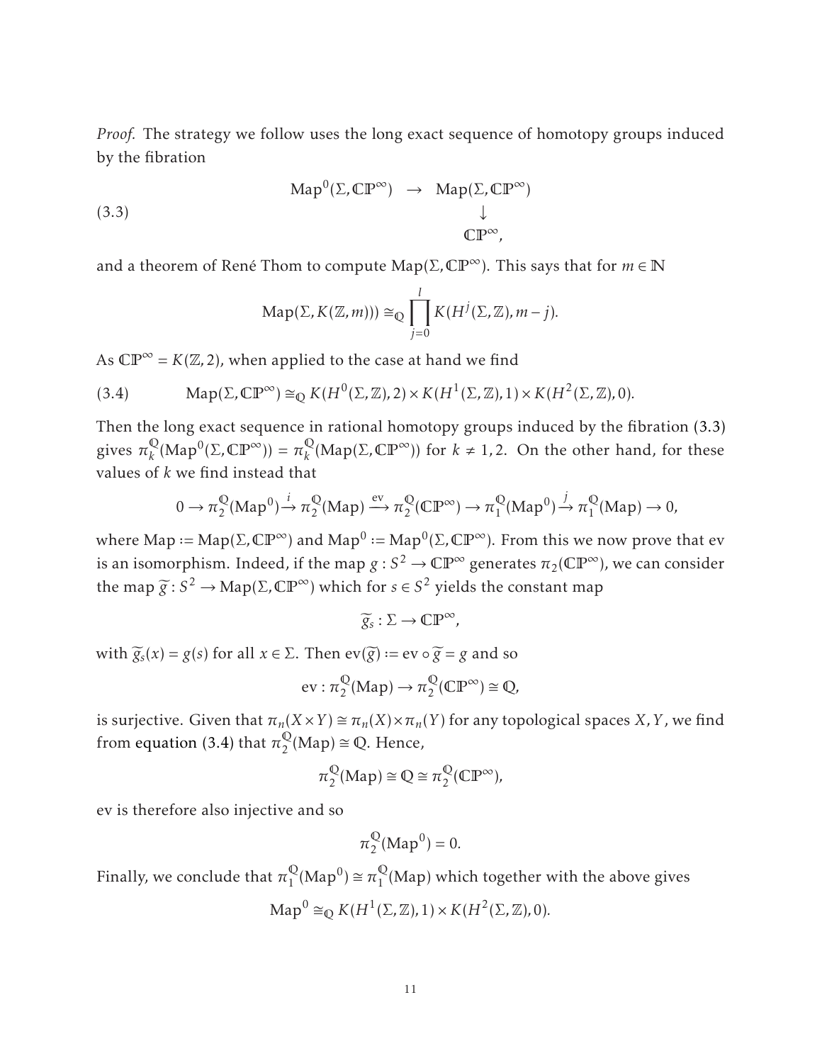*Proof.* The strategy we follow uses the long exact sequence of homotopy groups induced by the fibration

$$
\begin{array}{ccc}
\mathrm{Map}^0(\Sigma, \mathbb{CP}^\infty) & \to & \mathrm{Map}(\Sigma, \mathbb{CP}^\infty) \\
 & & \downarrow \\
 & & \mathbb{CP}^\infty,
\end{array}
\tag{3.3}
$$

and a theorem of René Thom to compute $\mathrm{Map}(\Sigma, \mathbb{CP}^\infty)$. This says that for $m \in \mathbb{N}$

$$
\mathrm{Map}(\Sigma, K(\mathbb{Z}, m))) \cong_{\mathbb{Q}} \prod_{j=0}^{l} K(H^j(\Sigma, \mathbb{Z}), m-j).
$$

As $\mathbb{CP}^\infty = K(\mathbb{Z}, 2)$, when applied to the case at hand we find

$$
\mathrm{Map}(\Sigma, \mathbb{CP}^\infty) \cong_{\mathbb{Q}} K(H^0(\Sigma, \mathbb{Z}), 2) \times K(H^1(\Sigma, \mathbb{Z}), 1) \times K(H^2(\Sigma, \mathbb{Z}), 0). \tag{3.4}
$$

Then the long exact sequence in rational homotopy groups induced by the fibration (3.3) gives $\pi_k^{\mathbb{Q}}(\mathrm{Map}^0(\Sigma, \mathbb{CP}^\infty)) = \pi_k^{\mathbb{Q}}(\mathrm{Map}(\Sigma, \mathbb{CP}^\infty))$ for $k \neq 1, 2$. On the other hand, for these values of $k$ we find instead that

$$
0 \to \pi_2^{\mathbb{Q}}(\mathrm{Map}^0) \xrightarrow{i} \pi_2^{\mathbb{Q}}(\mathrm{Map}) \xrightarrow{\mathrm{ev}} \pi_2^{\mathbb{Q}}(\mathbb{CP}^\infty) \to \pi_1^{\mathbb{Q}}(\mathrm{Map}^0) \xrightarrow{j} \pi_1^{\mathbb{Q}}(\mathrm{Map}) \to 0,
$$

where $\mathrm{Map} := \mathrm{Map}(\Sigma, \mathbb{CP}^\infty)$ and $\mathrm{Map}^0 := \mathrm{Map}^0(\Sigma, \mathbb{CP}^\infty)$. From this we now prove that ev is an isomorphism. Indeed, if the map $g : S^2 \to \mathbb{CP}^\infty$ generates $\pi_2(\mathbb{CP}^\infty)$, we can consider the map $\widetilde{g} : S^2 \to \mathrm{Map}(\Sigma, \mathbb{CP}^\infty)$ which for $s \in S^2$ yields the constant map

$$
\widetilde{g}_s : \Sigma \to \mathbb{CP}^\infty,
$$

with $\widetilde{g}_s(x) = g(s)$ for all $x \in \Sigma$. Then $\mathrm{ev}(\widetilde{g}) := \mathrm{ev} \circ \widetilde{g} = g$ and so

$$
\mathrm{ev} : \pi_2^{\mathbb{Q}}(\mathrm{Map}) \to \pi_2^{\mathbb{Q}}(\mathbb{CP}^\infty) \cong \mathbb{Q},
$$

is surjective. Given that $\pi_n(X \times Y) \cong \pi_n(X) \times \pi_n(Y)$ for any topological spaces $X, Y$, we find from equation (3.4) that $\pi_2^{\mathbb{Q}}(\mathrm{Map}) \cong \mathbb{Q}$. Hence,

$$
\pi_2^{\mathbb{Q}}(\mathrm{Map}) \cong \mathbb{Q} \cong \pi_2^{\mathbb{Q}}(\mathbb{CP}^\infty),
$$

ev is therefore also injective and so

$$
\pi_2^{\mathbb{Q}}(\mathrm{Map}^0) = 0.
$$

Finally, we conclude that $\pi_1^{\mathbb{Q}}(\mathrm{Map}^0) \cong \pi_1^{\mathbb{Q}}(\mathrm{Map})$ which together with the above gives

$$
\mathrm{Map}^0 \cong_{\mathbb{Q}} K(H^1(\Sigma, \mathbb{Z}), 1) \times K(H^2(\Sigma, \mathbb{Z}), 0).
$$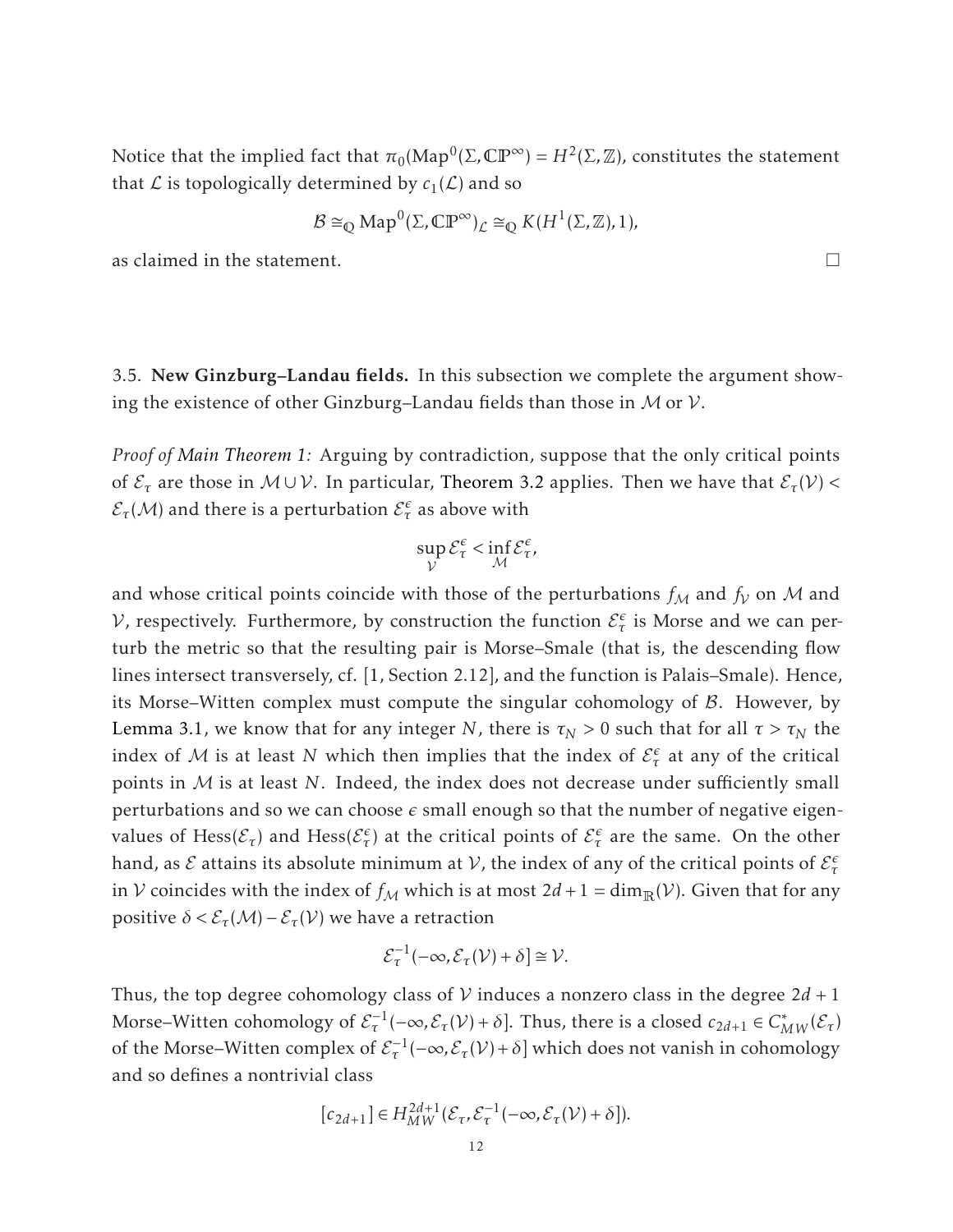Notice that the implied fact that $\pi_0(\mathrm{Map}^0(\Sigma, \mathbb{CP}^\infty) = H^2(\Sigma, \mathbb{Z})$, constitutes the statement that $\mathcal{L}$ is topologically determined by $c_1(\mathcal{L})$ and so

$$\mathcal{B} \cong_{\mathbb{Q}} \mathrm{Map}^0(\Sigma, \mathbb{CP}^\infty)_{\mathcal{L}} \cong_{\mathbb{Q}} K(H^1(\Sigma, \mathbb{Z}), 1),$$

as claimed in the statement. □

3.5. **New Ginzburg–Landau fields.** In this subsection we complete the argument showing the existence of other Ginzburg–Landau fields than those in $\mathcal{M}$ or $\mathcal{V}$.

*Proof of Main Theorem 1:* Arguing by contradiction, suppose that the only critical points of $\mathcal{E}_\tau$ are those in $\mathcal{M} \cup \mathcal{V}$. In particular, Theorem 3.2 applies. Then we have that $\mathcal{E}_\tau(\mathcal{V}) < \mathcal{E}_\tau(\mathcal{M})$ and there is a perturbation $\mathcal{E}_\tau^\epsilon$ as above with

$$\sup_{\mathcal{V}} \mathcal{E}_\tau^\epsilon < \inf_{\mathcal{M}} \mathcal{E}_\tau^\epsilon,$$

and whose critical points coincide with those of the perturbations $f_{\mathcal{M}}$ and $f_{\mathcal{V}}$ on $\mathcal{M}$ and $\mathcal{V}$, respectively. Furthermore, by construction the function $\mathcal{E}_\tau^\epsilon$ is Morse and we can perturb the metric so that the resulting pair is Morse–Smale (that is, the descending flow lines intersect transversely, cf. [1, Section 2.12], and the function is Palais–Smale). Hence, its Morse–Witten complex must compute the singular cohomology of $\mathcal{B}$. However, by Lemma 3.1, we know that for any integer $N$, there is $\tau_N > 0$ such that for all $\tau > \tau_N$ the index of $\mathcal{M}$ is at least $N$ which then implies that the index of $\mathcal{E}_\tau^\epsilon$ at any of the critical points in $\mathcal{M}$ is at least $N$. Indeed, the index does not decrease under sufficiently small perturbations and so we can choose $\epsilon$ small enough so that the number of negative eigenvalues of $\mathrm{Hess}(\mathcal{E}_\tau)$ and $\mathrm{Hess}(\mathcal{E}_\tau^\epsilon)$ at the critical points of $\mathcal{E}_\tau^\epsilon$ are the same. On the other hand, as $\mathcal{E}$ attains its absolute minimum at $\mathcal{V}$, the index of any of the critical points of $\mathcal{E}_\tau^\epsilon$ in $\mathcal{V}$ coincides with the index of $f_{\mathcal{M}}$ which is at most $2d+1 = \dim_{\mathbb{R}}(\mathcal{V})$. Given that for any positive $\delta < \mathcal{E}_\tau(\mathcal{M}) - \mathcal{E}_\tau(\mathcal{V})$ we have a retraction

$$\mathcal{E}_\tau^{-1}(-\infty, \mathcal{E}_\tau(\mathcal{V}) + \delta] \cong \mathcal{V}.$$

Thus, the top degree cohomology class of $\mathcal{V}$ induces a nonzero class in the degree $2d+1$ Morse–Witten cohomology of $\mathcal{E}_\tau^{-1}(-\infty, \mathcal{E}_\tau(\mathcal{V}) + \delta]$. Thus, there is a closed $c_{2d+1} \in C^*_{MW}(\mathcal{E}_\tau)$ of the Morse–Witten complex of $\mathcal{E}_\tau^{-1}(-\infty, \mathcal{E}_\tau(\mathcal{V}) + \delta]$ which does not vanish in cohomology and so defines a nontrivial class

$$[c_{2d+1}] \in H^{2d+1}_{MW}(\mathcal{E}_\tau, \mathcal{E}_\tau^{-1}(-\infty, \mathcal{E}_\tau(\mathcal{V}) + \delta]).$$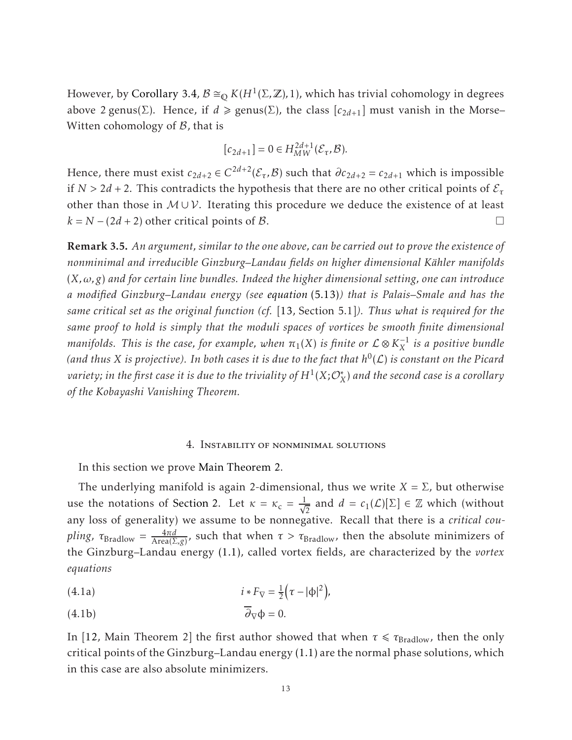However, by Corollary 3.4, $\mathcal{B} \cong_{\mathbb{Q}} K(H^1(\Sigma, \mathbb{Z}), 1)$, which has trivial cohomology in degrees above $2\,\mathrm{genus}(\Sigma)$. Hence, if $d \geqslant \mathrm{genus}(\Sigma)$, the class $[c_{2d+1}]$ must vanish in the Morse–Witten cohomology of $\mathcal{B}$, that is

$$[c_{2d+1}] = 0 \in H^{2d+1}_{MW}(\mathcal{E}_\tau, \mathcal{B}).$$

Hence, there must exist $c_{2d+2} \in C^{2d+2}(\mathcal{E}_\tau, \mathcal{B})$ such that $\partial c_{2d+2} = c_{2d+1}$ which is impossible if $N > 2d+2$. This contradicts the hypothesis that there are no other critical points of $\mathcal{E}_\tau$ other than those in $\mathcal{M} \cup \mathcal{V}$. Iterating this procedure we deduce the existence of at least $k = N - (2d+2)$ other critical points of $\mathcal{B}$. □

**Remark 3.5.** *An argument, similar to the one above, can be carried out to prove the existence of nonminimal and irreducible Ginzburg–Landau fields on higher dimensional Kähler manifolds $(X, \omega, g)$ and for certain line bundles. Indeed the higher dimensional setting, one can introduce a modified Ginzburg–Landau energy (see equation (5.13)) that is Palais–Smale and has the same critical set as the original function (cf. [13, Section 5.1]). Thus what is required for the same proof to hold is simply that the moduli spaces of vortices be smooth finite dimensional manifolds. This is the case, for example, when $\pi_1(X)$ is finite or $\mathcal{L} \otimes K_X^{-1}$ is a positive bundle (and thus $X$ is projective). In both cases it is due to the fact that $h^0(\mathcal{L})$ is constant on the Picard variety; in the first case it is due to the triviality of $H^1(X; \mathcal{O}_X^*)$ and the second case is a corollary of the Kobayashi Vanishing Theorem.*

## 4. Instability of nonminimal solutions

In this section we prove Main Theorem 2.

The underlying manifold is again 2-dimensional, thus we write $X = \Sigma$, but otherwise use the notations of Section 2. Let $\kappa = \kappa_c = \frac{1}{\sqrt{2}}$ and $d = c_1(\mathcal{L})[\Sigma] \in \mathbb{Z}$ which (without any loss of generality) we assume to be nonnegative. Recall that there is a *critical coupling*, $\tau_{\mathrm{Bradlow}} = \frac{4\pi d}{\mathrm{Area}(\Sigma, g)}$, such that when $\tau > \tau_{\mathrm{Bradlow}}$, then the absolute minimizers of the Ginzburg–Landau energy (1.1), called vortex fields, are characterized by the *vortex equations*

$$i * F_\nabla = \tfrac{1}{2}\left(\tau - |\phi|^2\right), \tag{4.1a}$$

$$\overline{\partial}_\nabla \phi = 0. \tag{4.1b}$$

In [12, Main Theorem 2] the first author showed that when $\tau \leqslant \tau_{\mathrm{Bradlow}}$, then the only critical points of the Ginzburg–Landau energy (1.1) are the normal phase solutions, which in this case are also absolute minimizers.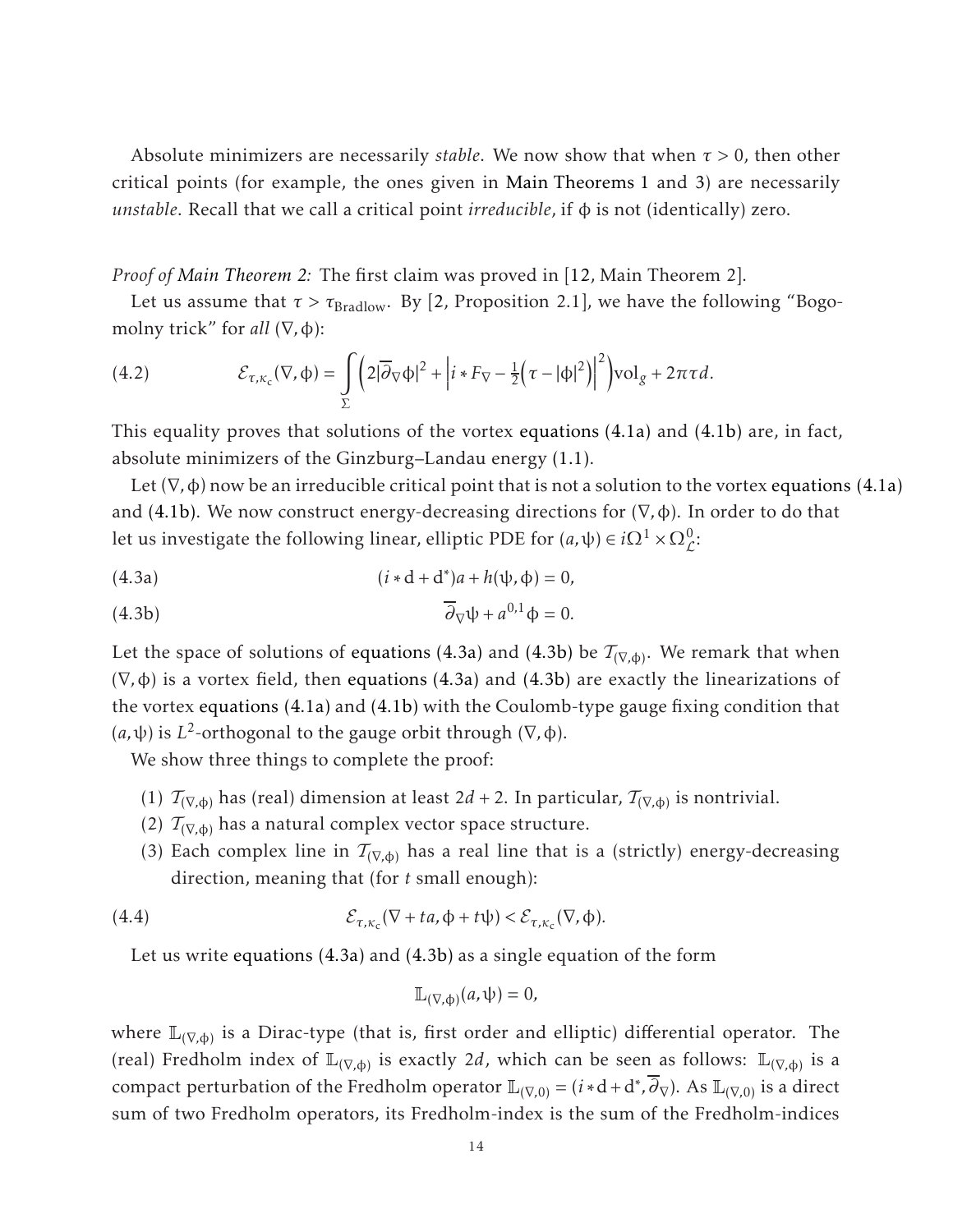Absolute minimizers are necessarily *stable*. We now show that when $\tau > 0$, then other critical points (for example, the ones given in Main Theorems 1 and 3) are necessarily *unstable*. Recall that we call a critical point *irreducible*, if $\phi$ is not (identically) zero.

*Proof of Main Theorem 2:* The first claim was proved in [12, Main Theorem 2].

Let us assume that $\tau > \tau_{\mathrm{Bradlow}}$. By [2, Proposition 2.1], we have the following "Bogomolny trick" for *all* $(\nabla, \phi)$:

$$\mathcal{E}_{\tau,\kappa_c}(\nabla,\phi) = \int\limits_{\Sigma} \left( 2|\overline{\partial}_\nabla \phi|^2 + \left| i * F_\nabla - \tfrac{1}{2}\left(\tau - |\phi|^2\right)\right|^2 \right) \mathrm{vol}_g + 2\pi\tau d. \tag{4.2}$$

This equality proves that solutions of the vortex equations (4.1a) and (4.1b) are, in fact, absolute minimizers of the Ginzburg–Landau energy (1.1).

Let $(\nabla, \phi)$ now be an irreducible critical point that is not a solution to the vortex equations (4.1a) and (4.1b). We now construct energy-decreasing directions for $(\nabla, \phi)$. In order to do that let us investigate the following linear, elliptic PDE for $(a, \psi) \in i\Omega^1 \times \Omega^0_{\mathcal{L}}$:

$$(i * \mathrm{d} + \mathrm{d}^*)a + h(\psi, \phi) = 0, \tag{4.3a}$$

$$\overline{\partial}_\nabla \psi + a^{0,1}\phi = 0. \tag{4.3b}$$

Let the space of solutions of equations (4.3a) and (4.3b) be $\mathcal{T}_{(\nabla,\phi)}$. We remark that when $(\nabla, \phi)$ is a vortex field, then equations (4.3a) and (4.3b) are exactly the linearizations of the vortex equations (4.1a) and (4.1b) with the Coulomb-type gauge fixing condition that $(a, \psi)$ is $L^2$-orthogonal to the gauge orbit through $(\nabla, \phi)$.

We show three things to complete the proof:

1. $\mathcal{T}_{(\nabla,\phi)}$ has (real) dimension at least $2d + 2$. In particular, $\mathcal{T}_{(\nabla,\phi)}$ is nontrivial.
2. $\mathcal{T}_{(\nabla,\phi)}$ has a natural complex vector space structure.
3. Each complex line in $\mathcal{T}_{(\nabla,\phi)}$ has a real line that is a (strictly) energy-decreasing direction, meaning that (for $t$ small enough):

$$\mathcal{E}_{\tau,\kappa_c}(\nabla + ta, \phi + t\psi) < \mathcal{E}_{\tau,\kappa_c}(\nabla, \phi). \tag{4.4}$$

Let us write equations (4.3a) and (4.3b) as a single equation of the form

$$\mathbb{L}_{(\nabla,\phi)}(a, \psi) = 0,$$

where $\mathbb{L}_{(\nabla,\phi)}$ is a Dirac-type (that is, first order and elliptic) differential operator. The (real) Fredholm index of $\mathbb{L}_{(\nabla,\phi)}$ is exactly $2d$, which can be seen as follows: $\mathbb{L}_{(\nabla,\phi)}$ is a compact perturbation of the Fredholm operator $\mathbb{L}_{(\nabla,0)} = (i * \mathrm{d} + \mathrm{d}^*, \overline{\partial}_\nabla)$. As $\mathbb{L}_{(\nabla,0)}$ is a direct sum of two Fredholm operators, its Fredholm-index is the sum of the Fredholm-indices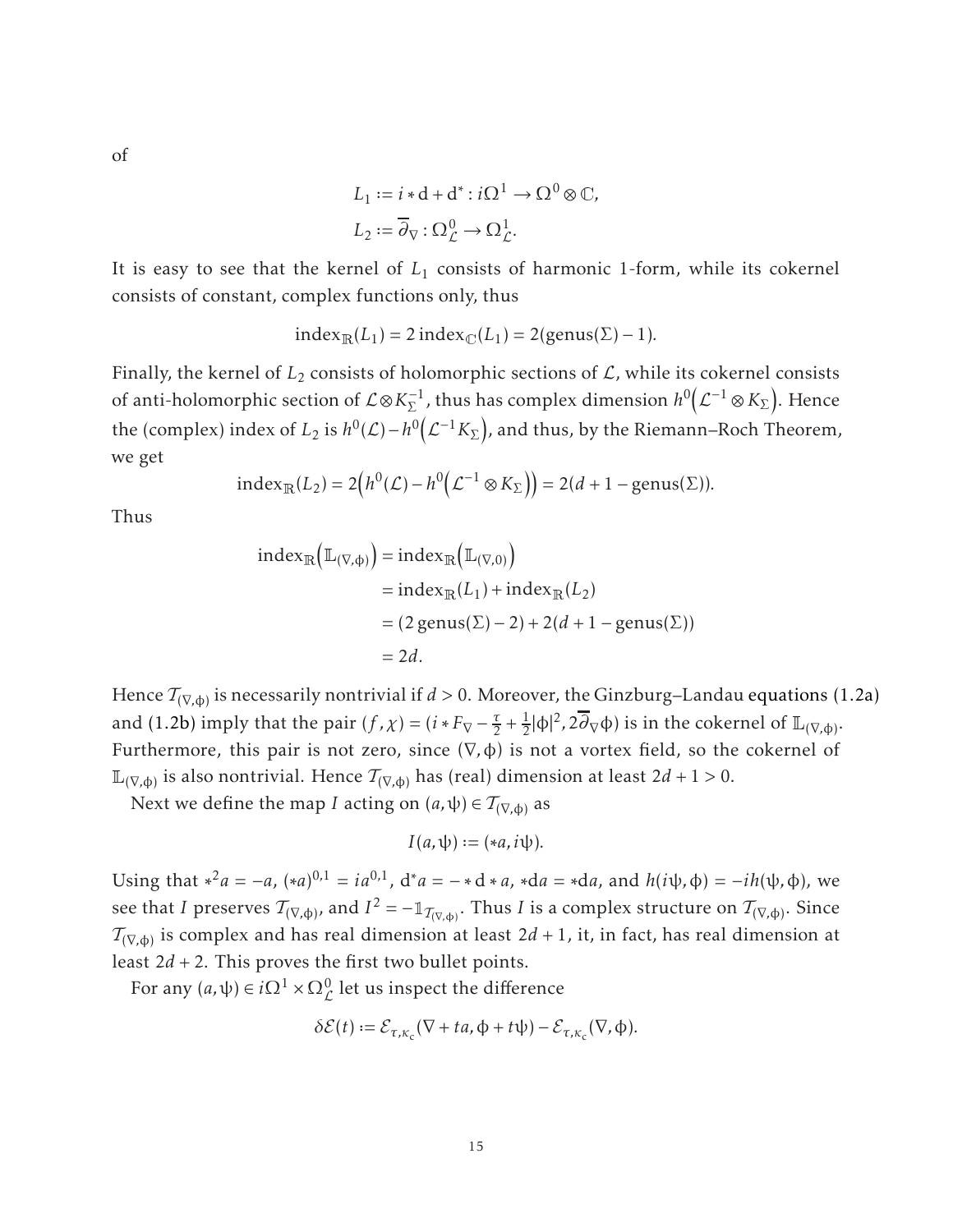of

$$
\begin{aligned}
L_1 &:= i * \mathrm{d} + \mathrm{d}^* : i\Omega^1 \to \Omega^0 \otimes \mathbb{C}, \\
L_2 &:= \overline{\partial}_\nabla : \Omega^0_{\mathcal{L}} \to \Omega^1_{\mathcal{L}}.
\end{aligned}
$$

It is easy to see that the kernel of $L_1$ consists of harmonic 1-form, while its cokernel consists of constant, complex functions only, thus

$$
\mathrm{index}_{\mathbb{R}}(L_1) = 2\,\mathrm{index}_{\mathbb{C}}(L_1) = 2(\mathrm{genus}(\Sigma) - 1).
$$

Finally, the kernel of $L_2$ consists of holomorphic sections of $\mathcal{L}$, while its cokernel consists of anti-holomorphic section of $\mathcal{L} \otimes K_\Sigma^{-1}$, thus has complex dimension $h^0\big(\mathcal{L}^{-1} \otimes K_\Sigma\big)$. Hence the (complex) index of $L_2$ is $h^0(\mathcal{L}) - h^0\big(\mathcal{L}^{-1} K_\Sigma\big)$, and thus, by the Riemann–Roch Theorem, we get

$$
\mathrm{index}_{\mathbb{R}}(L_2) = 2\Big(h^0(\mathcal{L}) - h^0\big(\mathcal{L}^{-1} \otimes K_\Sigma\big)\Big) = 2(d + 1 - \mathrm{genus}(\Sigma)).
$$

Thus

$$
\begin{aligned}
\mathrm{index}_{\mathbb{R}}\big(\mathbb{L}_{(\nabla,\phi)}\big) &= \mathrm{index}_{\mathbb{R}}\big(\mathbb{L}_{(\nabla,0)}\big) \\
&= \mathrm{index}_{\mathbb{R}}(L_1) + \mathrm{index}_{\mathbb{R}}(L_2) \\
&= (2\,\mathrm{genus}(\Sigma) - 2) + 2(d + 1 - \mathrm{genus}(\Sigma)) \\
&= 2d.
\end{aligned}
$$

Hence $\mathcal{T}_{(\nabla,\phi)}$ is necessarily nontrivial if $d > 0$. Moreover, the Ginzburg–Landau equations (1.2a) and (1.2b) imply that the pair $(f, \chi) = (i * F_\nabla - \frac{\tau}{2} + \frac{1}{2}|\phi|^2, 2\overline{\partial}_\nabla \phi)$ is in the cokernel of $\mathbb{L}_{(\nabla,\phi)}$. Furthermore, this pair is not zero, since $(\nabla, \phi)$ is not a vortex field, so the cokernel of $\mathbb{L}_{(\nabla,\phi)}$ is also nontrivial. Hence $\mathcal{T}_{(\nabla,\phi)}$ has (real) dimension at least $2d + 1 > 0$.

Next we define the map $I$ acting on $(a, \psi) \in \mathcal{T}_{(\nabla,\phi)}$ as

$$
I(a, \psi) := (*a, i\psi).
$$

Using that $*^2 a = -a$, $(*a)^{0,1} = i a^{0,1}$, $\mathrm{d}^* a = - * \mathrm{d} * a$, $*\mathrm{d}a = *\mathrm{d}a$, and $h(i\psi, \phi) = -ih(\psi, \phi)$, we see that $I$ preserves $\mathcal{T}_{(\nabla,\phi)}$, and $I^2 = -\mathbb{1}_{\mathcal{T}_{(\nabla,\phi)}}$. Thus $I$ is a complex structure on $\mathcal{T}_{(\nabla,\phi)}$. Since $\mathcal{T}_{(\nabla,\phi)}$ is complex and has real dimension at least $2d + 1$, it, in fact, has real dimension at least $2d + 2$. This proves the first two bullet points.

For any $(a, \psi) \in i\Omega^1 \times \Omega^0_{\mathcal{L}}$ let us inspect the difference

$$
\delta\mathcal{E}(t) := \mathcal{E}_{\tau,\kappa_c}(\nabla + ta, \phi + t\psi) - \mathcal{E}_{\tau,\kappa_c}(\nabla, \phi).
$$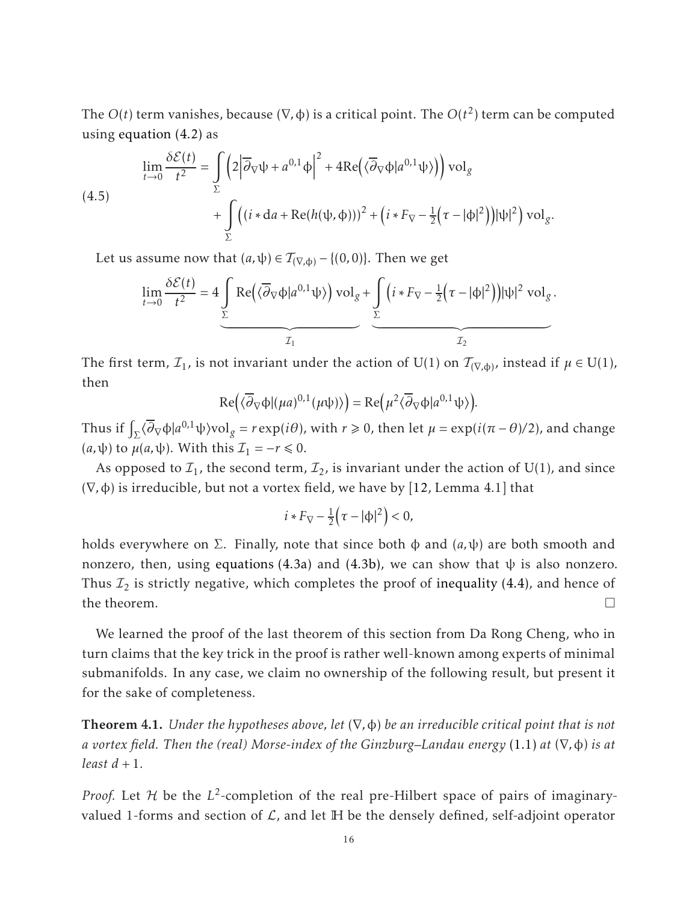The $O(t)$ term vanishes, because $(\nabla, \phi)$ is a critical point. The $O(t^2)$ term can be computed using equation (4.2) as

$$
\begin{aligned}
\lim_{t\to 0}\frac{\delta\mathcal{E}(t)}{t^2} = &\int_\Sigma \left(2\left|\overline{\partial}_\nabla\psi + a^{0,1}\phi\right|^2 + 4\mathrm{Re}\left(\langle\overline{\partial}_\nabla\phi|a^{0,1}\psi\rangle\right)\right)\mathrm{vol}_g \\
&+ \int_\Sigma \left(\left(i*\mathrm{d}a + \mathrm{Re}(h(\psi,\phi))\right)^2 + \left(i*F_\nabla - \tfrac{1}{2}\left(\tau - |\phi|^2\right)\right)|\psi|^2\right)\mathrm{vol}_g.
\end{aligned}
\tag{4.5}
$$

Let us assume now that $(a,\psi) \in \mathcal{T}_{(\nabla,\phi)} - \{(0,0)\}$. Then we get

$$
\lim_{t\to 0}\frac{\delta\mathcal{E}(t)}{t^2} = \underbrace{4\int_\Sigma \mathrm{Re}\left(\langle\overline{\partial}_\nabla\phi|a^{0,1}\psi\rangle\right)\mathrm{vol}_g}_{\mathcal{I}_1} + \underbrace{\int_\Sigma \left(i*F_\nabla - \tfrac{1}{2}\left(\tau - |\phi|^2\right)\right)|\psi|^2\,\mathrm{vol}_g}_{\mathcal{I}_2}.
$$

The first term, $\mathcal{I}_1$, is not invariant under the action of $\mathrm{U}(1)$ on $\mathcal{T}_{(\nabla,\phi)}$, instead if $\mu \in \mathrm{U}(1)$, then

$$
\mathrm{Re}\left(\langle\overline{\partial}_\nabla\phi|(\mu a)^{0,1}(\mu\psi)\rangle\right) = \mathrm{Re}\left(\mu^2\langle\overline{\partial}_\nabla\phi|a^{0,1}\psi\rangle\right).
$$

Thus if $\int_\Sigma\langle\overline{\partial}_\nabla\phi|a^{0,1}\psi\rangle\mathrm{vol}_g = r\exp(i\theta)$, with $r \geqslant 0$, then let $\mu = \exp(i(\pi-\theta)/2)$, and change $(a,\psi)$ to $\mu(a,\psi)$. With this $\mathcal{I}_1 = -r \leqslant 0$.

As opposed to $\mathcal{I}_1$, the second term, $\mathcal{I}_2$, is invariant under the action of $\mathrm{U}(1)$, and since $(\nabla,\phi)$ is irreducible, but not a vortex field, we have by [12, Lemma 4.1] that

$$
i*F_\nabla - \tfrac{1}{2}\left(\tau - |\phi|^2\right) < 0,
$$

holds everywhere on $\Sigma$. Finally, note that since both $\phi$ and $(a,\psi)$ are both smooth and nonzero, then, using equations (4.3a) and (4.3b), we can show that $\psi$ is also nonzero. Thus $\mathcal{I}_2$ is strictly negative, which completes the proof of inequality (4.4), and hence of the theorem. $\square$

We learned the proof of the last theorem of this section from Da Rong Cheng, who in turn claims that the key trick in the proof is rather well-known among experts of minimal submanifolds. In any case, we claim no ownership of the following result, but present it for the sake of completeness.

**Theorem 4.1.** *Under the hypotheses above, let $(\nabla,\phi)$ be an irreducible critical point that is not a vortex field. Then the (real) Morse-index of the Ginzburg–Landau energy (1.1) at $(\nabla,\phi)$ is at least $d+1$.*

*Proof.* Let $\mathcal{H}$ be the $L^2$-completion of the real pre-Hilbert space of pairs of imaginary-valued 1-forms and section of $\mathcal{L}$, and let $\mathbb{H}$ be the densely defined, self-adjoint operator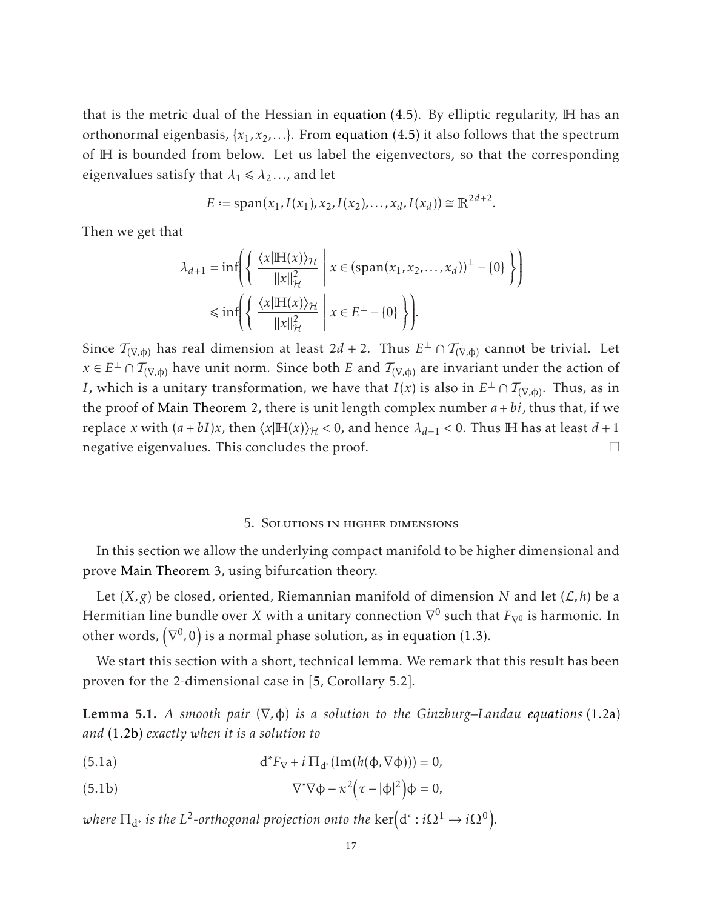that is the metric dual of the Hessian in equation (4.5). By elliptic regularity, $\mathbb{H}$ has an orthonormal eigenbasis, $\{x_1, x_2, \dots\}$. From equation (4.5) it also follows that the spectrum of $\mathbb{H}$ is bounded from below. Let us label the eigenvectors, so that the corresponding eigenvalues satisfy that $\lambda_1 \leqslant \lambda_2 \dots$, and let

$$E := \mathrm{span}(x_1, I(x_1), x_2, I(x_2), \dots, x_d, I(x_d)) \cong \mathbb{R}^{2d+2}.$$

Then we get that

$$\begin{aligned}
\lambda_{d+1} &= \inf\left( \left\{ \frac{\langle x | \mathbb{H}(x) \rangle_{\mathcal{H}}}{\|x\|_{\mathcal{H}}^2} \;\middle|\; x \in (\mathrm{span}(x_1, x_2, \dots, x_d))^{\perp} - \{0\} \right\} \right) \\
&\leqslant \inf\left( \left\{ \frac{\langle x | \mathbb{H}(x) \rangle_{\mathcal{H}}}{\|x\|_{\mathcal{H}}^2} \;\middle|\; x \in E^{\perp} - \{0\} \right\} \right).
\end{aligned}$$

Since $\mathcal{T}_{(\nabla,\phi)}$ has real dimension at least $2d+2$. Thus $E^{\perp} \cap \mathcal{T}_{(\nabla,\phi)}$ cannot be trivial. Let $x \in E^{\perp} \cap \mathcal{T}_{(\nabla,\phi)}$ have unit norm. Since both $E$ and $\mathcal{T}_{(\nabla,\phi)}$ are invariant under the action of $I$, which is a unitary transformation, we have that $I(x)$ is also in $E^{\perp} \cap \mathcal{T}_{(\nabla,\phi)}$. Thus, as in the proof of Main Theorem 2, there is unit length complex number $a + bi$, thus that, if we replace $x$ with $(a + bI)x$, then $\langle x | \mathbb{H}(x) \rangle_{\mathcal{H}} < 0$, and hence $\lambda_{d+1} < 0$. Thus $\mathbb{H}$ has at least $d+1$ negative eigenvalues. This concludes the proof. $\square$

## 5. Solutions in higher dimensions

In this section we allow the underlying compact manifold to be higher dimensional and prove Main Theorem 3, using bifurcation theory.

Let $(X, g)$ be closed, oriented, Riemannian manifold of dimension $N$ and let $(\mathcal{L}, h)$ be a Hermitian line bundle over $X$ with a unitary connection $\nabla^0$ such that $F_{\nabla^0}$ is harmonic. In other words, $\left(\nabla^0, 0\right)$ is a normal phase solution, as in equation (1.3).

We start this section with a short, technical lemma. We remark that this result has been proven for the 2-dimensional case in [5, Corollary 5.2].

**Lemma 5.1.** *A smooth pair $(\nabla, \phi)$ is a solution to the Ginzburg–Landau equations (1.2a) and (1.2b) exactly when it is a solution to*

$$\mathrm{d}^* F_{\nabla} + i\, \Pi_{\mathrm{d}^*}(\mathrm{Im}(h(\phi, \nabla\phi))) = 0, \tag{5.1a}$$

$$\nabla^* \nabla \phi - \kappa^2 \left(\tau - |\phi|^2\right) \phi = 0, \tag{5.1b}$$

*where $\Pi_{\mathrm{d}^*}$ is the $L^2$-orthogonal projection onto the $\ker\left(\mathrm{d}^* : i\Omega^1 \to i\Omega^0\right)$.*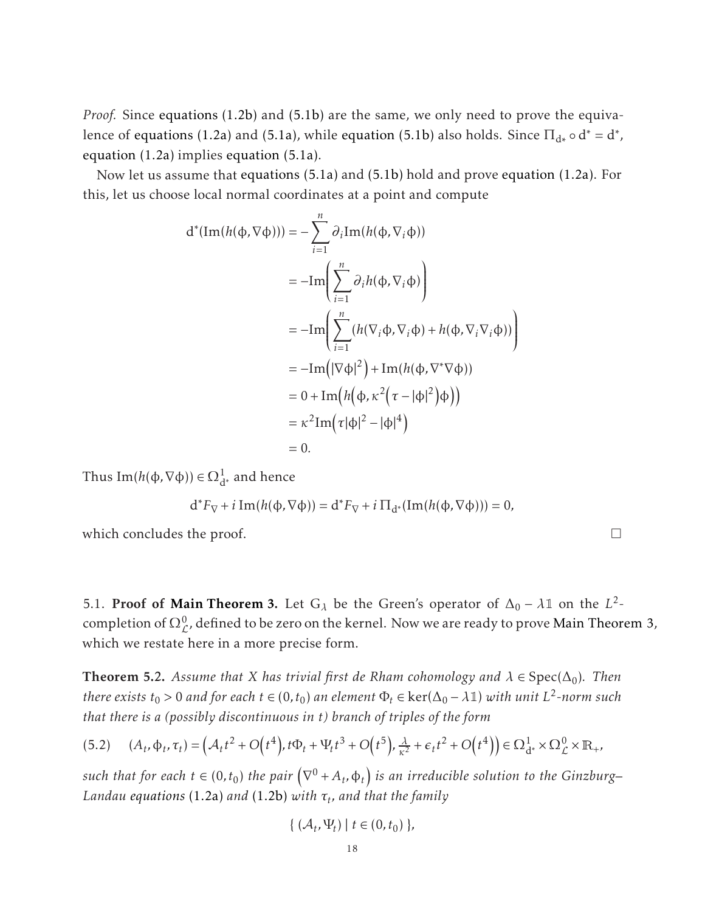*Proof.* Since equations (1.2b) and (5.1b) are the same, we only need to prove the equivalence of equations (1.2a) and (5.1a), while equation (5.1b) also holds. Since $\Pi_{\mathrm{d}^*} \circ \mathrm{d}^* = \mathrm{d}^*$, equation (1.2a) implies equation (5.1a).

Now let us assume that equations (5.1a) and (5.1b) hold and prove equation (1.2a). For this, let us choose local normal coordinates at a point and compute

$$
\begin{aligned}
\mathrm{d}^*(\mathrm{Im}(h(\phi, \nabla\phi))) &= -\sum_{i=1}^{n} \partial_i \mathrm{Im}(h(\phi, \nabla_i \phi)) \\
&= -\mathrm{Im}\left( \sum_{i=1}^{n} \partial_i h(\phi, \nabla_i \phi) \right) \\
&= -\mathrm{Im}\left( \sum_{i=1}^{n} (h(\nabla_i \phi, \nabla_i \phi) + h(\phi, \nabla_i \nabla_i \phi)) \right) \\
&= -\mathrm{Im}\left( |\nabla\phi|^2 \right) + \mathrm{Im}(h(\phi, \nabla^* \nabla \phi)) \\
&= 0 + \mathrm{Im}\left( h\left(\phi, \kappa^2 \left(\tau - |\phi|^2\right)\phi\right)\right) \\
&= \kappa^2 \mathrm{Im}\left( \tau |\phi|^2 - |\phi|^4 \right) \\
&= 0.
\end{aligned}
$$

Thus $\mathrm{Im}(h(\phi, \nabla\phi)) \in \Omega^1_{\mathrm{d}^*}$ and hence

$$
\mathrm{d}^* F_\nabla + i\, \mathrm{Im}(h(\phi, \nabla\phi)) = \mathrm{d}^* F_\nabla + i\, \Pi_{\mathrm{d}^*}(\mathrm{Im}(h(\phi, \nabla\phi))) = 0,
$$

which concludes the proof. □

5.1. **Proof of Main Theorem 3.** Let $\mathrm{G}_\lambda$ be the Green's operator of $\Delta_0 - \lambda\mathbb{1}$ on the $L^2$-completion of $\Omega^0_{\mathcal{L}}$, defined to be zero on the kernel. Now we are ready to prove Main Theorem 3, which we restate here in a more precise form.

**Theorem 5.2.** *Assume that $X$ has trivial first de Rham cohomology and $\lambda \in \mathrm{Spec}(\Delta_0)$. Then there exists $t_0 > 0$ and for each $t \in (0, t_0)$ an element $\Phi_t \in \ker(\Delta_0 - \lambda\mathbb{1})$ with unit $L^2$-norm such that there is a (possibly discontinuous in $t$) branch of triples of the form*

$$
(A_t, \phi_t, \tau_t) = \left( \mathcal{A}_t t^2 + O\left(t^4\right), t\Phi_t + \Psi_t t^3 + O\left(t^5\right), \tfrac{\lambda}{\kappa^2} + \epsilon_t t^2 + O\left(t^4\right) \right) \in \Omega^1_{\mathrm{d}^*} \times \Omega^0_{\mathcal{L}} \times \mathbb{R}_+, \tag{5.2}
$$

*such that for each $t \in (0, t_0)$ the pair $\left(\nabla^0 + A_t, \phi_t\right)$ is an irreducible solution to the Ginzburg–Landau equations (1.2a) and (1.2b) with $\tau_t$, and that the family*

$$
\{ (\mathcal{A}_t, \Psi_t) \mid t \in (0, t_0) \},
$$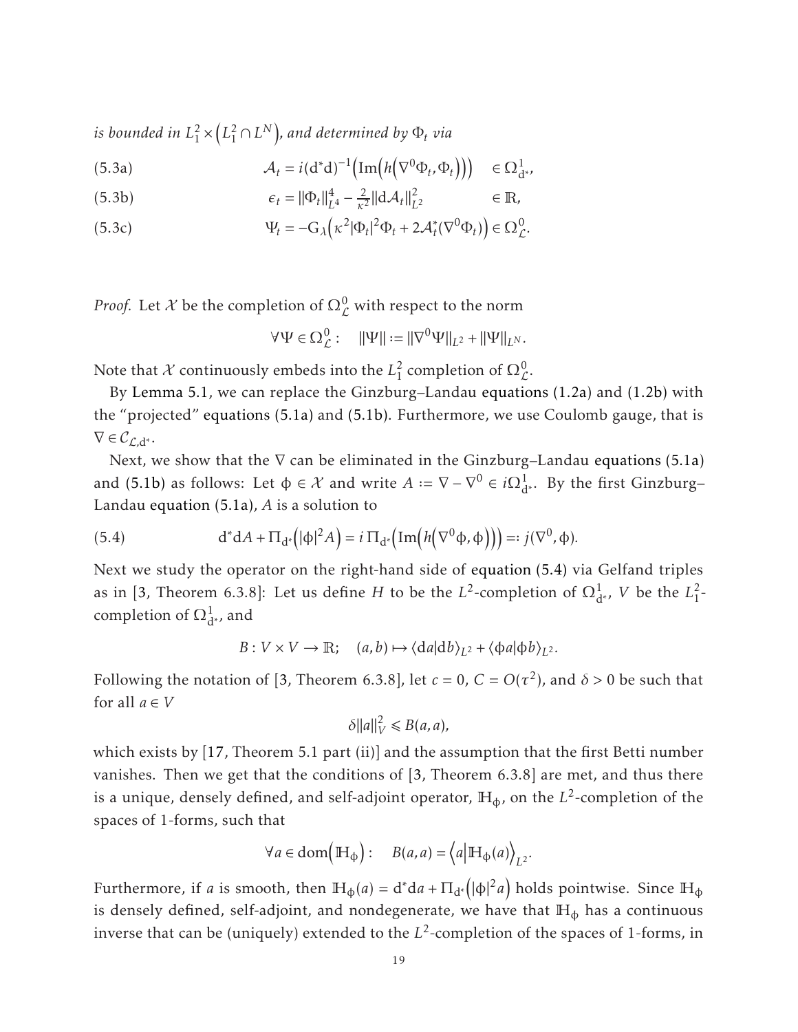*is bounded in* $L_1^2 \times \left(L_1^2 \cap L^N\right)$*, and determined by* $\Phi_t$ *via*

$$\mathcal{A}_t = i(\mathrm{d}^*\mathrm{d})^{-1}\Big(\mathrm{Im}\Big(h\Big(\nabla^0\Phi_t, \Phi_t\Big)\Big)\Big) \quad \in \Omega^1_{\mathrm{d}^*}, \tag{5.3a}$$

$$\epsilon_t = \|\Phi_t\|^4_{L^4} - \tfrac{2}{\kappa^2}\|\mathrm{d}\mathcal{A}_t\|^2_{L^2} \quad \in \mathbb{R}, \tag{5.3b}$$

$$\Psi_t = -\mathrm{G}_\lambda\Big(\kappa^2|\Phi_t|^2\Phi_t + 2\mathcal{A}_t^*(\nabla^0\Phi_t)\Big) \in \Omega^0_{\mathcal{L}}. \tag{5.3c}$$

*Proof.* Let $\mathcal{X}$ be the completion of $\Omega^0_{\mathcal{L}}$ with respect to the norm

$$\forall \Psi \in \Omega^0_{\mathcal{L}}: \quad \|\Psi\| := \|\nabla^0\Psi\|_{L^2} + \|\Psi\|_{L^N}.$$

Note that $\mathcal{X}$ continuously embeds into the $L_1^2$ completion of $\Omega^0_{\mathcal{L}}$.

By Lemma 5.1, we can replace the Ginzburg–Landau equations (1.2a) and (1.2b) with the "projected" equations (5.1a) and (5.1b). Furthermore, we use Coulomb gauge, that is $\nabla \in \mathcal{C}_{\mathcal{L},\mathrm{d}^*}$.

Next, we show that the $\nabla$ can be eliminated in the Ginzburg–Landau equations (5.1a) and (5.1b) as follows: Let $\phi \in \mathcal{X}$ and write $A := \nabla - \nabla^0 \in i\Omega^1_{\mathrm{d}^*}$. By the first Ginzburg–Landau equation (5.1a), $A$ is a solution to

$$\mathrm{d}^*\mathrm{d}A + \Pi_{\mathrm{d}^*}\Big(|\phi|^2 A\Big) = i\,\Pi_{\mathrm{d}^*}\Big(\mathrm{Im}\Big(h\Big(\nabla^0\phi, \phi\Big)\Big)\Big) =: j(\nabla^0, \phi). \tag{5.4}$$

Next we study the operator on the right-hand side of equation (5.4) via Gelfand triples as in [3, Theorem 6.3.8]: Let us define $H$ to be the $L^2$-completion of $\Omega^1_{\mathrm{d}^*}$, $V$ be the $L_1^2$-completion of $\Omega^1_{\mathrm{d}^*}$, and

$$B : V \times V \to \mathbb{R}; \quad (a, b) \mapsto \langle \mathrm{d}a|\mathrm{d}b\rangle_{L^2} + \langle \phi a|\phi b\rangle_{L^2}.$$

Following the notation of [3, Theorem 6.3.8], let $c = 0$, $C = O(\tau^2)$, and $\delta > 0$ be such that for all $a \in V$

$$\delta\|a\|_V^2 \leqslant B(a, a),$$

which exists by [17, Theorem 5.1 part (ii)] and the assumption that the first Betti number vanishes. Then we get that the conditions of [3, Theorem 6.3.8] are met, and thus there is a unique, densely defined, and self-adjoint operator, $\mathbb{H}_\phi$, on the $L^2$-completion of the spaces of 1-forms, such that

$$\forall a \in \mathrm{dom}\Big(\mathbb{H}_\phi\Big): \quad B(a, a) = \Big\langle a\Big|\mathbb{H}_\phi(a)\Big\rangle_{L^2}.$$

Furthermore, if $a$ is smooth, then $\mathbb{H}_\phi(a) = \mathrm{d}^*\mathrm{d}a + \Pi_{\mathrm{d}^*}\Big(|\phi|^2 a\Big)$ holds pointwise. Since $\mathbb{H}_\phi$ is densely defined, self-adjoint, and nondegenerate, we have that $\mathbb{H}_\phi$ has a continuous inverse that can be (uniquely) extended to the $L^2$-completion of the spaces of 1-forms, in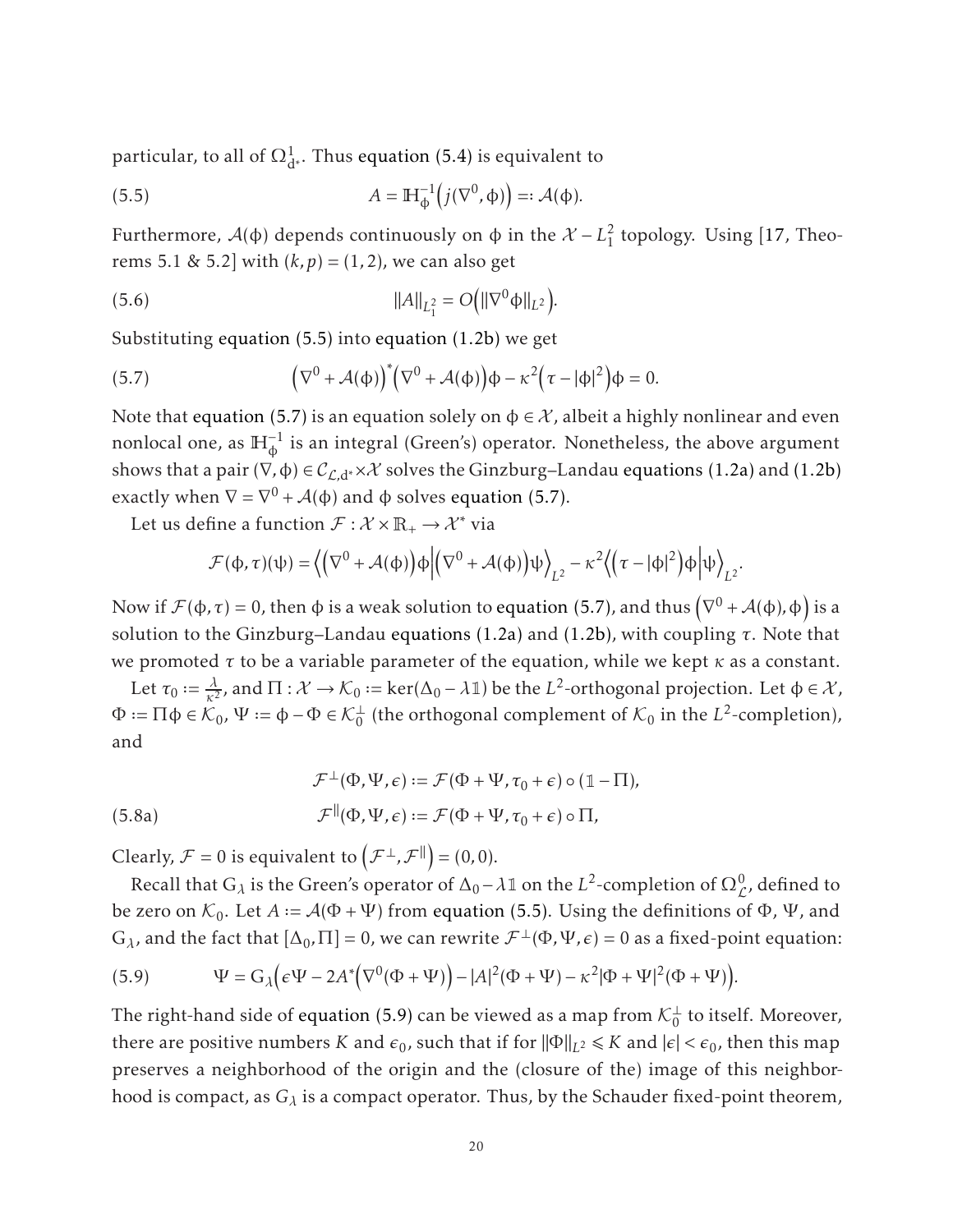particular, to all of $\Omega^1_{\mathrm{d}^*}$. Thus equation (5.4) is equivalent to

$$A = \mathbb{H}_\phi^{-1}\Big(j(\nabla^0, \phi)\Big) =: \mathcal{A}(\phi). \tag{5.5}$$

Furthermore, $\mathcal{A}(\phi)$ depends continuously on $\phi$ in the $\mathcal{X} - L^2_1$ topology. Using [17, Theorems 5.1 & 5.2] with $(k,p) = (1,2)$, we can also get

$$\|A\|_{L^2_1} = O\Big(\|\nabla^0 \phi\|_{L^2}\Big). \tag{5.6}$$

Substituting equation (5.5) into equation (1.2b) we get

$$\Big(\nabla^0 + \mathcal{A}(\phi)\Big)^*\Big(\nabla^0 + \mathcal{A}(\phi)\Big)\phi - \kappa^2\Big(\tau - |\phi|^2\Big)\phi = 0. \tag{5.7}$$

Note that equation (5.7) is an equation solely on $\phi \in \mathcal{X}$, albeit a highly nonlinear and even nonlocal one, as $\mathbb{H}_\phi^{-1}$ is an integral (Green's) operator. Nonetheless, the above argument shows that a pair $(\nabla, \phi) \in \mathcal{C}_{\mathcal{L},\mathrm{d}^*} \times \mathcal{X}$ solves the Ginzburg–Landau equations (1.2a) and (1.2b) exactly when $\nabla = \nabla^0 + \mathcal{A}(\phi)$ and $\phi$ solves equation (5.7).

Let us define a function $\mathcal{F} : \mathcal{X} \times \mathbb{R}_+ \to \mathcal{X}^*$ via

$$\mathcal{F}(\phi, \tau)(\psi) = \Big\langle \Big(\nabla^0 + \mathcal{A}(\phi)\Big)\phi \Big| \Big(\nabla^0 + \mathcal{A}(\phi)\Big)\psi \Big\rangle_{L^2} - \kappa^2 \Big\langle \Big(\tau - |\phi|^2\Big)\phi \Big| \psi \Big\rangle_{L^2}.$$

Now if $\mathcal{F}(\phi, \tau) = 0$, then $\phi$ is a weak solution to equation (5.7), and thus $\Big(\nabla^0 + \mathcal{A}(\phi), \phi\Big)$ is a solution to the Ginzburg–Landau equations (1.2a) and (1.2b), with coupling $\tau$. Note that we promoted $\tau$ to be a variable parameter of the equation, while we kept $\kappa$ as a constant.

Let $\tau_0 := \frac{\lambda}{\kappa^2}$, and $\Pi : \mathcal{X} \to \mathcal{K}_0 := \ker(\Delta_0 - \lambda \mathbb{1})$ be the $L^2$-orthogonal projection. Let $\phi \in \mathcal{X}$, $\Phi := \Pi\phi \in \mathcal{K}_0$, $\Psi := \phi - \Phi \in \mathcal{K}_0^\perp$ (the orthogonal complement of $\mathcal{K}_0$ in the $L^2$-completion), and

$$\mathcal{F}^\perp(\Phi, \Psi, \epsilon) := \mathcal{F}(\Phi + \Psi, \tau_0 + \epsilon) \circ (\mathbb{1} - \Pi),$$
$$\mathcal{F}^\parallel(\Phi, \Psi, \epsilon) := \mathcal{F}(\Phi + \Psi, \tau_0 + \epsilon) \circ \Pi, \tag{5.8a}$$

Clearly, $\mathcal{F} = 0$ is equivalent to $\Big(\mathcal{F}^\perp, \mathcal{F}^\parallel\Big) = (0,0)$.

Recall that $\mathrm{G}_\lambda$ is the Green's operator of $\Delta_0 - \lambda\mathbb{1}$ on the $L^2$-completion of $\Omega^0_{\mathcal{L}}$, defined to be zero on $\mathcal{K}_0$. Let $A := \mathcal{A}(\Phi + \Psi)$ from equation (5.5). Using the definitions of $\Phi$, $\Psi$, and $\mathrm{G}_\lambda$, and the fact that $[\Delta_0, \Pi] = 0$, we can rewrite $\mathcal{F}^\perp(\Phi, \Psi, \epsilon) = 0$ as a fixed-point equation:

$$\Psi = \mathrm{G}_\lambda\Big(\epsilon\Psi - 2A^*\Big(\nabla^0(\Phi + \Psi)\Big) - |A|^2(\Phi + \Psi) - \kappa^2|\Phi + \Psi|^2(\Phi + \Psi)\Big). \tag{5.9}$$

The right-hand side of equation (5.9) can be viewed as a map from $\mathcal{K}_0^\perp$ to itself. Moreover, there are positive numbers $K$ and $\epsilon_0$, such that if for $\|\Phi\|_{L^2} \leqslant K$ and $|\epsilon| < \epsilon_0$, then this map preserves a neighborhood of the origin and the (closure of the) image of this neighborhood is compact, as $G_\lambda$ is a compact operator. Thus, by the Schauder fixed-point theorem,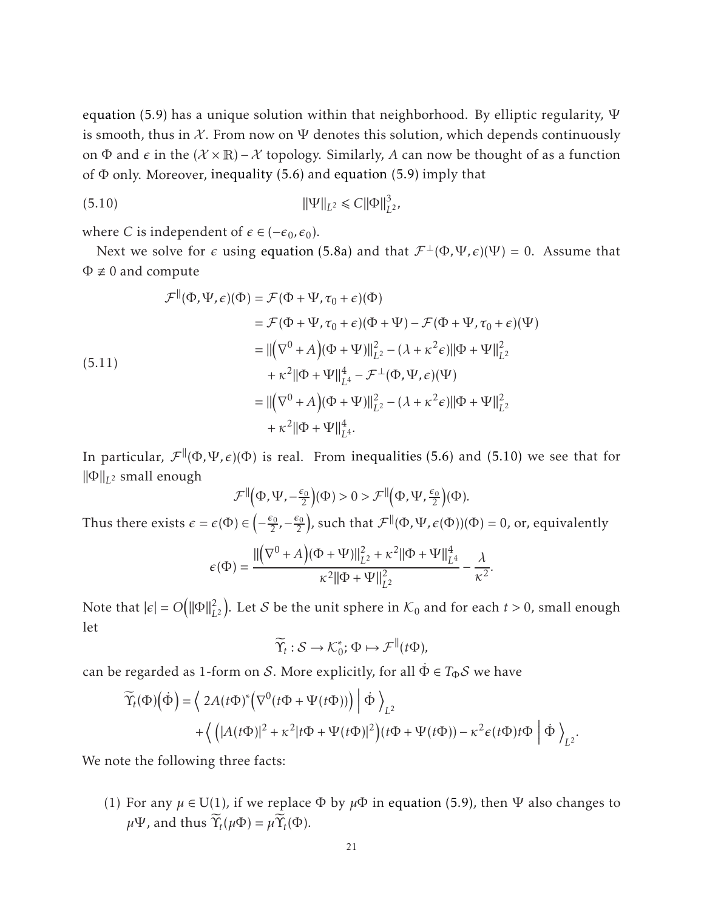equation (5.9) has a unique solution within that neighborhood. By elliptic regularity, $\Psi$ is smooth, thus in $\mathcal{X}$. From now on $\Psi$ denotes this solution, which depends continuously on $\Phi$ and $\epsilon$ in the $(\mathcal{X} \times \mathbb{R}) - \mathcal{X}$ topology. Similarly, $A$ can now be thought of as a function of $\Phi$ only. Moreover, inequality (5.6) and equation (5.9) imply that

$$\|\Psi\|_{L^2} \leqslant C\|\Phi\|_{L^2}^3, \tag{5.10}$$

where $C$ is independent of $\epsilon \in (-\epsilon_0, \epsilon_0)$.

Next we solve for $\epsilon$ using equation (5.8a) and that $\mathcal{F}^{\perp}(\Phi, \Psi, \epsilon)(\Psi) = 0$. Assume that $\Phi \not\equiv 0$ and compute

$$\begin{aligned}
\mathcal{F}^{\|}(\Phi, \Psi, \epsilon)(\Phi) &= \mathcal{F}(\Phi + \Psi, \tau_0 + \epsilon)(\Phi) \\
&= \mathcal{F}(\Phi + \Psi, \tau_0 + \epsilon)(\Phi + \Psi) - \mathcal{F}(\Phi + \Psi, \tau_0 + \epsilon)(\Psi) \\
&= \|\big(\nabla^0 + A\big)(\Phi + \Psi)\|_{L^2}^2 - (\lambda + \kappa^2 \epsilon)\|\Phi + \Psi\|_{L^2}^2 \\
&\quad + \kappa^2 \|\Phi + \Psi\|_{L^4}^4 - \mathcal{F}^{\perp}(\Phi, \Psi, \epsilon)(\Psi) \\
&= \|\big(\nabla^0 + A\big)(\Phi + \Psi)\|_{L^2}^2 - (\lambda + \kappa^2 \epsilon)\|\Phi + \Psi\|_{L^2}^2 \\
&\quad + \kappa^2 \|\Phi + \Psi\|_{L^4}^4.
\end{aligned} \tag{5.11}$$

In particular, $\mathcal{F}^{\|}(\Phi, \Psi, \epsilon)(\Phi)$ is real. From inequalities (5.6) and (5.10) we see that for $\|\Phi\|_{L^2}$ small enough

$$\mathcal{F}^{\|}\Big(\Phi, \Psi, -\tfrac{\epsilon_0}{2}\Big)(\Phi) > 0 > \mathcal{F}^{\|}\Big(\Phi, \Psi, \tfrac{\epsilon_0}{2}\Big)(\Phi).$$

Thus there exists $\epsilon = \epsilon(\Phi) \in \Big(-\frac{\epsilon_0}{2}, -\frac{\epsilon_0}{2}\Big)$, such that $\mathcal{F}^{\|}(\Phi, \Psi, \epsilon(\Phi))(\Phi) = 0$, or, equivalently

$$\epsilon(\Phi) = \frac{\|\big(\nabla^0 + A\big)(\Phi + \Psi)\|_{L^2}^2 + \kappa^2 \|\Phi + \Psi\|_{L^4}^4}{\kappa^2 \|\Phi + \Psi\|_{L^2}^2} - \frac{\lambda}{\kappa^2}.$$

Note that $|\epsilon| = O\Big(\|\Phi\|_{L^2}^2\Big)$. Let $\mathcal{S}$ be the unit sphere in $\mathcal{K}_0$ and for each $t > 0$, small enough let

$$\widetilde{\Upsilon}_t : \mathcal{S} \to \mathcal{K}_0^*; \, \Phi \mapsto \mathcal{F}^{\|}(t\Phi),$$

can be regarded as 1-form on $\mathcal{S}$. More explicitly, for all $\dot{\Phi} \in T_\Phi \mathcal{S}$ we have

$$\begin{aligned}
\widetilde{\Upsilon}_t(\Phi)\big(\dot{\Phi}\big) &= \Big\langle \, 2A(t\Phi)^*\big(\nabla^0(t\Phi + \Psi(t\Phi))\big) \,\Big|\, \dot{\Phi} \, \Big\rangle_{L^2} \\
&\quad + \Big\langle \, \big(|A(t\Phi)|^2 + \kappa^2 |t\Phi + \Psi(t\Phi)|^2\big)(t\Phi + \Psi(t\Phi)) - \kappa^2 \epsilon(t\Phi) t\Phi \,\Big|\, \dot{\Phi} \, \Big\rangle_{L^2}.
\end{aligned}$$

We note the following three facts:

(1) For any $\mu \in \mathrm{U}(1)$, if we replace $\Phi$ by $\mu\Phi$ in equation (5.9), then $\Psi$ also changes to $\mu\Psi$, and thus $\widetilde{\Upsilon}_t(\mu\Phi) = \mu\widetilde{\Upsilon}_t(\Phi)$.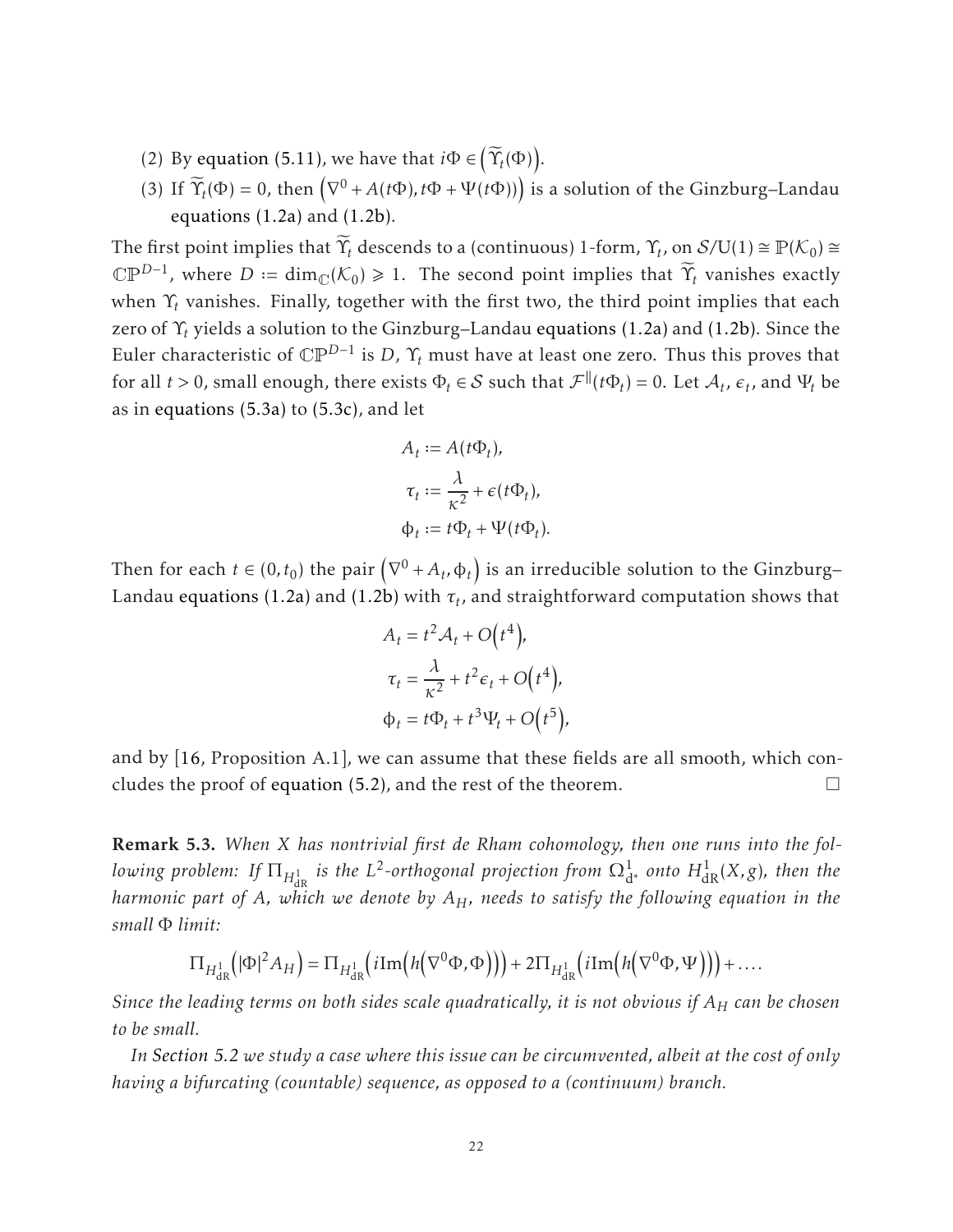(2) By equation (5.11), we have that $i\Phi \in \left(\widetilde{\Upsilon}_t(\Phi)\right)$.

(3) If $\widetilde{\Upsilon}_t(\Phi) = 0$, then $\left(\nabla^0 + A(t\Phi), t\Phi + \Psi(t\Phi)\right)$ is a solution of the Ginzburg–Landau equations (1.2a) and (1.2b).

The first point implies that $\widetilde{\Upsilon}_t$ descends to a (continuous) 1-form, $\Upsilon_t$, on $\mathcal{S}/\mathrm{U}(1) \cong \mathbb{P}(\mathcal{K}_0) \cong \mathbb{CP}^{D-1}$, where $D := \dim_{\mathbb{C}}(\mathcal{K}_0) \geqslant 1$. The second point implies that $\widetilde{\Upsilon}_t$ vanishes exactly when $\Upsilon_t$ vanishes. Finally, together with the first two, the third point implies that each zero of $\Upsilon_t$ yields a solution to the Ginzburg–Landau equations (1.2a) and (1.2b). Since the Euler characteristic of $\mathbb{CP}^{D-1}$ is $D$, $\Upsilon_t$ must have at least one zero. Thus this proves that for all $t > 0$, small enough, there exists $\Phi_t \in \mathcal{S}$ such that $\mathcal{F}^{\parallel}(t\Phi_t) = 0$. Let $\mathcal{A}_t$, $\epsilon_t$, and $\Psi_t$ be as in equations (5.3a) to (5.3c), and let

$$
\begin{aligned}
A_t &:= A(t\Phi_t), \\
\tau_t &:= \frac{\lambda}{\kappa^2} + \epsilon(t\Phi_t), \\
\phi_t &:= t\Phi_t + \Psi(t\Phi_t).
\end{aligned}
$$

Then for each $t \in (0, t_0)$ the pair $\left(\nabla^0 + A_t, \phi_t\right)$ is an irreducible solution to the Ginzburg–Landau equations (1.2a) and (1.2b) with $\tau_t$, and straightforward computation shows that

$$
\begin{aligned}
A_t &= t^2 \mathcal{A}_t + O\left(t^4\right), \\
\tau_t &= \frac{\lambda}{\kappa^2} + t^2 \epsilon_t + O\left(t^4\right), \\
\phi_t &= t\Phi_t + t^3 \Psi_t + O\left(t^5\right),
\end{aligned}
$$

and by [16, Proposition A.1], we can assume that these fields are all smooth, which concludes the proof of equation (5.2), and the rest of the theorem. $\square$

**Remark 5.3.** *When $X$ has nontrivial first de Rham cohomology, then one runs into the following problem: If $\Pi_{H^1_{\mathrm{dR}}}$ is the $L^2$-orthogonal projection from $\Omega^1_{\mathrm{d}^*}$ onto $H^1_{\mathrm{dR}}(X, g)$, then the harmonic part of $A$, which we denote by $A_H$, needs to satisfy the following equation in the small $\Phi$ limit:*

$$
\Pi_{H^1_{\mathrm{dR}}}\left(|\Phi|^2 A_H\right) = \Pi_{H^1_{\mathrm{dR}}}\left(i\mathrm{Im}\left(h\left(\nabla^0\Phi, \Phi\right)\right)\right) + 2\Pi_{H^1_{\mathrm{dR}}}\left(i\mathrm{Im}\left(h\left(\nabla^0\Phi, \Psi\right)\right)\right) + \ldots.
$$

*Since the leading terms on both sides scale quadratically, it is not obvious if $A_H$ can be chosen to be small.*

*In Section 5.2 we study a case where this issue can be circumvented, albeit at the cost of only having a bifurcating (countable) sequence, as opposed to a (continuum) branch.*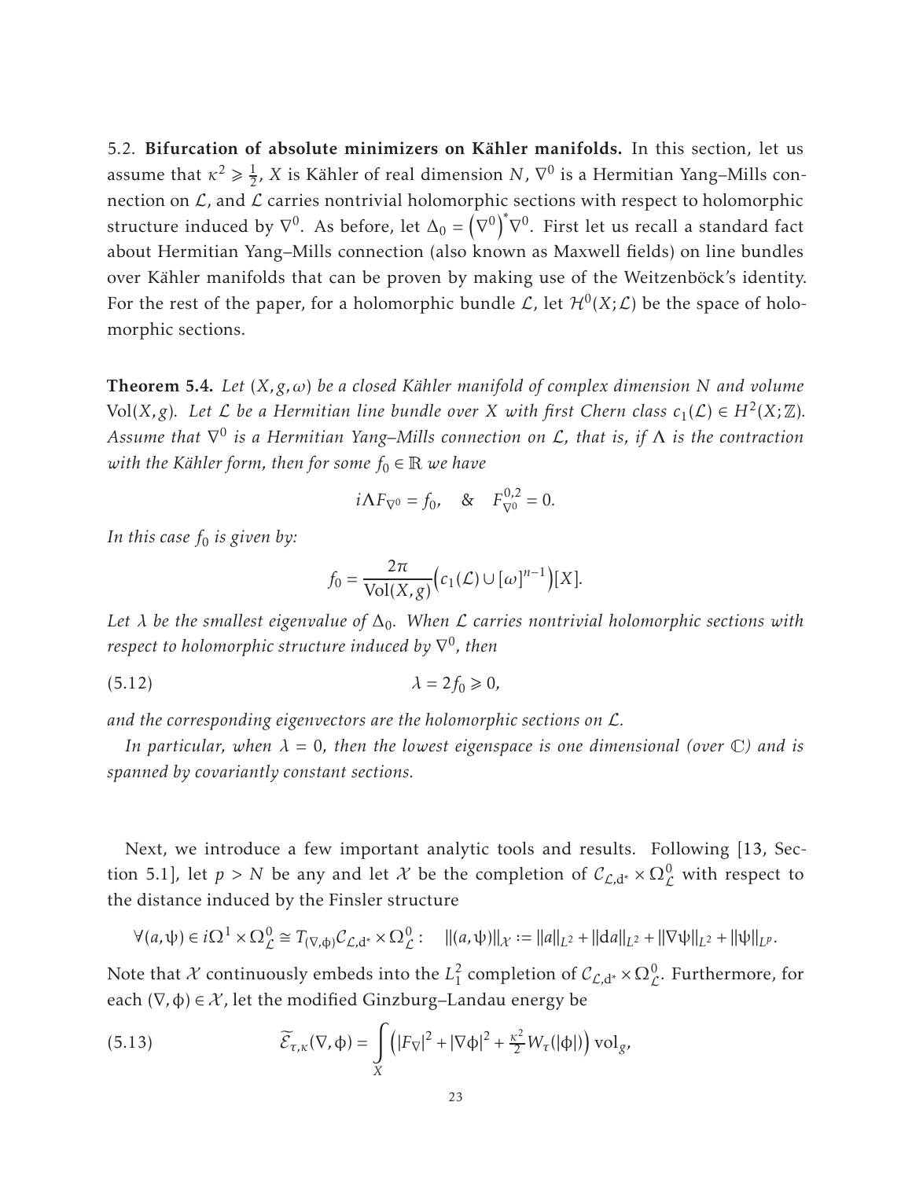5.2. **Bifurcation of absolute minimizers on Kähler manifolds.** In this section, let us assume that $\kappa^2 \geqslant \frac{1}{2}$, $X$ is Kähler of real dimension $N$, $\nabla^0$ is a Hermitian Yang–Mills connection on $\mathcal{L}$, and $\mathcal{L}$ carries nontrivial holomorphic sections with respect to holomorphic structure induced by $\nabla^0$. As before, let $\Delta_0 = \left(\nabla^0\right)^* \nabla^0$. First let us recall a standard fact about Hermitian Yang–Mills connection (also known as Maxwell fields) on line bundles over Kähler manifolds that can be proven by making use of the Weitzenböck's identity. For the rest of the paper, for a holomorphic bundle $\mathcal{L}$, let $\mathcal{H}^0(X;\mathcal{L})$ be the space of holomorphic sections.

**Theorem 5.4.** *Let $(X, g, \omega)$ be a closed Kähler manifold of complex dimension $N$ and volume $\mathrm{Vol}(X, g)$. Let $\mathcal{L}$ be a Hermitian line bundle over $X$ with first Chern class $c_1(\mathcal{L}) \in H^2(X;\mathbb{Z})$. Assume that $\nabla^0$ is a Hermitian Yang–Mills connection on $\mathcal{L}$, that is, if $\Lambda$ is the contraction with the Kähler form, then for some $f_0 \in \mathbb{R}$ we have*

$$i\Lambda F_{\nabla^0} = f_0, \quad \& \quad F_{\nabla^0}^{0,2} = 0.$$

*In this case $f_0$ is given by:*

$$f_0 = \frac{2\pi}{\mathrm{Vol}(X,g)}\Big(c_1(\mathcal{L}) \cup [\omega]^{n-1}\Big)[X].$$

*Let $\lambda$ be the smallest eigenvalue of $\Delta_0$. When $\mathcal{L}$ carries nontrivial holomorphic sections with respect to holomorphic structure induced by $\nabla^0$, then*

$$\lambda = 2 f_0 \geqslant 0, \tag{5.12}$$

*and the corresponding eigenvectors are the holomorphic sections on $\mathcal{L}$.*

*In particular, when $\lambda = 0$, then the lowest eigenspace is one dimensional (over $\mathbb{C}$) and is spanned by covariantly constant sections.*

Next, we introduce a few important analytic tools and results. Following [13, Section 5.1], let $p > N$ be any and let $\mathcal{X}$ be the completion of $\mathcal{C}_{\mathcal{L},\mathrm{d}^*} \times \Omega^0_{\mathcal{L}}$ with respect to the distance induced by the Finsler structure

$$\forall (a, \psi) \in i\Omega^1 \times \Omega^0_{\mathcal{L}} \cong T_{(\nabla,\phi)}\mathcal{C}_{\mathcal{L},\mathrm{d}^*} \times \Omega^0_{\mathcal{L}} : \quad \|(a,\psi)\|_{\mathcal{X}} := \|a\|_{L^2} + \|\mathrm{d}a\|_{L^2} + \|\nabla\psi\|_{L^2} + \|\psi\|_{L^p}.$$

Note that $\mathcal{X}$ continuously embeds into the $L^2_1$ completion of $\mathcal{C}_{\mathcal{L},\mathrm{d}^*} \times \Omega^0_{\mathcal{L}}$. Furthermore, for each $(\nabla, \phi) \in \mathcal{X}$, let the modified Ginzburg–Landau energy be

$$\widetilde{\mathcal{E}}_{\tau,\kappa}(\nabla, \phi) = \int_X \left(|F_\nabla|^2 + |\nabla\phi|^2 + \tfrac{\kappa^2}{2} W_\tau(|\phi|)\right) \mathrm{vol}_g, \tag{5.13}$$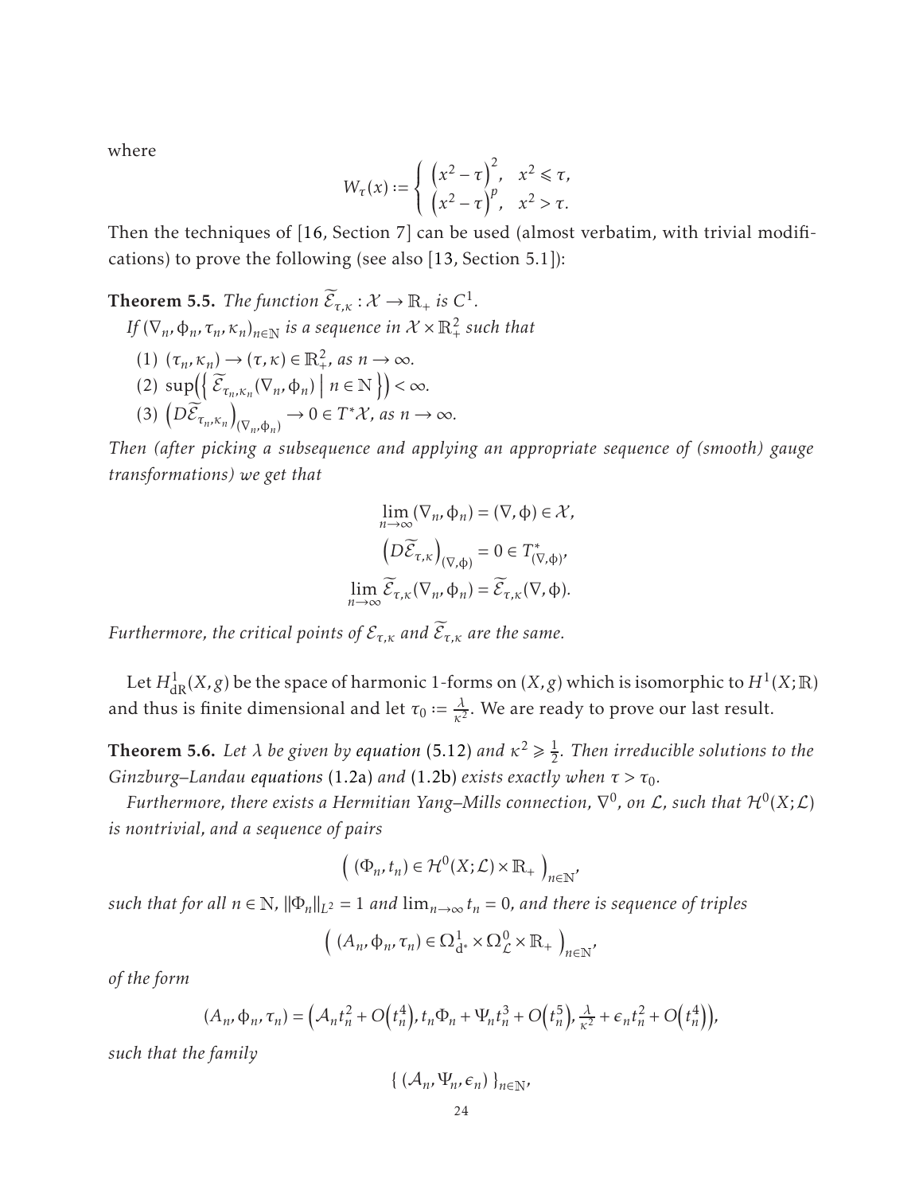where

$$W_\tau(x) := \begin{cases} \left(x^2 - \tau\right)^2, & x^2 \leqslant \tau, \\ \left(x^2 - \tau\right)^p, & x^2 > \tau. \end{cases}$$

Then the techniques of [16, Section 7] can be used (almost verbatim, with trivial modifications) to prove the following (see also [13, Section 5.1]):

**Theorem 5.5.** *The function $\widetilde{\mathcal{E}}_{\tau,\kappa} : \mathcal{X} \to \mathbb{R}_+$ is $C^1$.*

*If $(\nabla_n, \phi_n, \tau_n, \kappa_n)_{n \in \mathbb{N}}$ is a sequence in $\mathcal{X} \times \mathbb{R}^2_+$ such that*

1. $(\tau_n, \kappa_n) \to (\tau, \kappa) \in \mathbb{R}^2_+$, *as* $n \to \infty$.
2. $\sup\left(\left\{ \widetilde{\mathcal{E}}_{\tau_n,\kappa_n}(\nabla_n, \phi_n) \;\middle|\; n \in \mathbb{N} \right\}\right) < \infty$.
3. $\left(D\widetilde{\mathcal{E}}_{\tau_n,\kappa_n}\right)_{(\nabla_n,\phi_n)} \to 0 \in T^*\mathcal{X}$, *as* $n \to \infty$.

*Then (after picking a subsequence and applying an appropriate sequence of (smooth) gauge transformations) we get that*

$$\lim_{n\to\infty} (\nabla_n, \phi_n) = (\nabla, \phi) \in \mathcal{X},$$

$$\left(D\widetilde{\mathcal{E}}_{\tau,\kappa}\right)_{(\nabla,\phi)} = 0 \in T^*_{(\nabla,\phi)},$$

$$\lim_{n\to\infty} \widetilde{\mathcal{E}}_{\tau,\kappa}(\nabla_n, \phi_n) = \widetilde{\mathcal{E}}_{\tau,\kappa}(\nabla, \phi).$$

*Furthermore, the critical points of $\mathcal{E}_{\tau,\kappa}$ and $\widetilde{\mathcal{E}}_{\tau,\kappa}$ are the same.*

Let $H^1_{\mathrm{dR}}(X, g)$ be the space of harmonic 1-forms on $(X, g)$ which is isomorphic to $H^1(X; \mathbb{R})$ and thus is finite dimensional and let $\tau_0 := \frac{\lambda}{\kappa^2}$. We are ready to prove our last result.

**Theorem 5.6.** *Let $\lambda$ be given by equation (5.12) and $\kappa^2 \geqslant \frac{1}{2}$. Then irreducible solutions to the Ginzburg–Landau equations (1.2a) and (1.2b) exists exactly when $\tau > \tau_0$.*

*Furthermore, there exists a Hermitian Yang–Mills connection, $\nabla^0$, on $\mathcal{L}$, such that $\mathcal{H}^0(X; \mathcal{L})$ is nontrivial, and a sequence of pairs*

$$\left( \; (\Phi_n, t_n) \in \mathcal{H}^0(X; \mathcal{L}) \times \mathbb{R}_+ \; \right)_{n \in \mathbb{N}},$$

*such that for all $n \in \mathbb{N}$, $\|\Phi_n\|_{L^2} = 1$ and $\lim_{n\to\infty} t_n = 0$, and there is sequence of triples*

$$\left( \; (A_n, \phi_n, \tau_n) \in \Omega^1_{\mathrm{d}^*} \times \Omega^0_{\mathcal{L}} \times \mathbb{R}_+ \; \right)_{n \in \mathbb{N}},$$

*of the form*

$$(A_n, \phi_n, \tau_n) = \left( \mathcal{A}_n t_n^2 + O\!\left(t_n^4\right), t_n \Phi_n + \Psi_n t_n^3 + O\!\left(t_n^5\right), \tfrac{\lambda}{\kappa^2} + \epsilon_n t_n^2 + O\!\left(t_n^4\right) \right),$$

*such that the family*

$$\{ \, (\mathcal{A}_n, \Psi_n, \epsilon_n) \, \}_{n \in \mathbb{N}},$$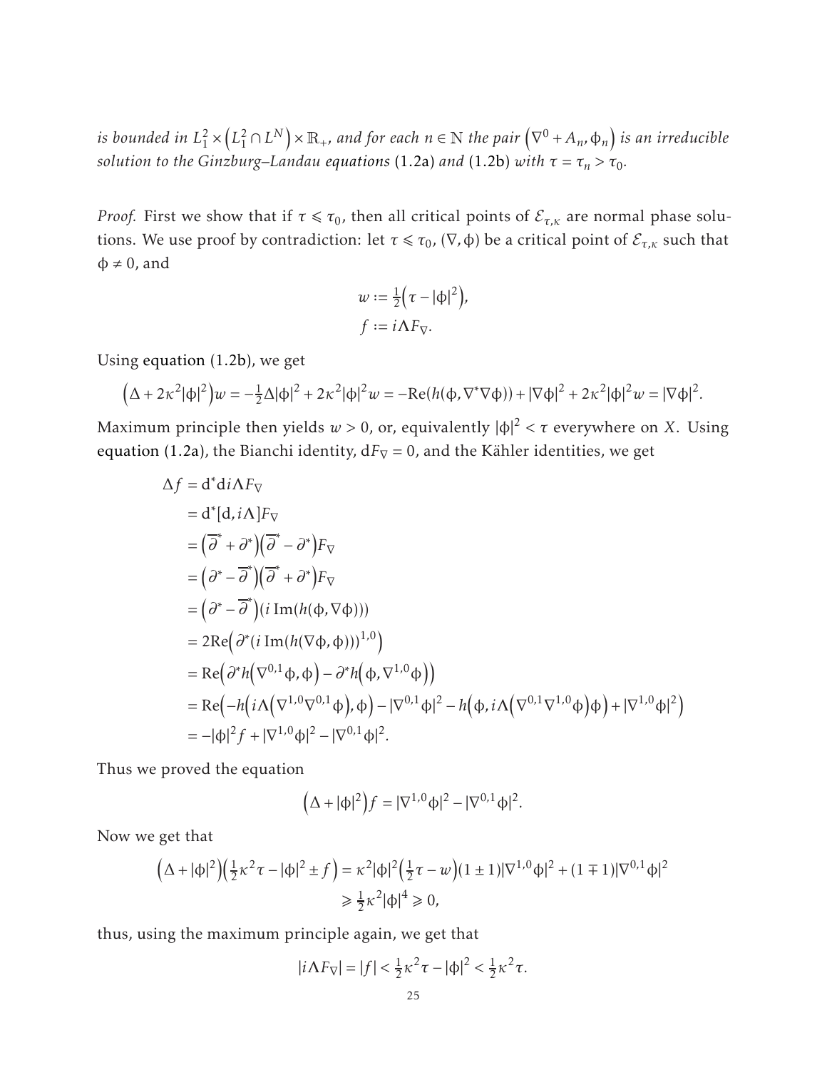*is bounded in* $L^2_1 \times \left(L^2_1 \cap L^N\right) \times \mathbb{R}_+$*, and for each* $n \in \mathbb{N}$ *the pair* $\left(\nabla^0 + A_n, \phi_n\right)$ *is an irreducible solution to the Ginzburg–Landau equations* (1.2a) *and* (1.2b) *with* $\tau = \tau_n > \tau_0$*.*

*Proof.* First we show that if $\tau \leqslant \tau_0$, then all critical points of $\mathcal{E}_{\tau,\kappa}$ are normal phase solutions. We use proof by contradiction: let $\tau \leqslant \tau_0$, $(\nabla, \phi)$ be a critical point of $\mathcal{E}_{\tau,\kappa}$ such that $\phi \neq 0$, and

$$
\begin{aligned}
w &:= \tfrac{1}{2}\left(\tau - |\phi|^2\right), \\
f &:= i\Lambda F_\nabla.
\end{aligned}
$$

Using equation (1.2b), we get

$$
\left(\Delta + 2\kappa^2|\phi|^2\right)w = -\tfrac{1}{2}\Delta|\phi|^2 + 2\kappa^2|\phi|^2 w = -\mathrm{Re}(h(\phi, \nabla^*\nabla\phi)) + |\nabla\phi|^2 + 2\kappa^2|\phi|^2 w = |\nabla\phi|^2.
$$

Maximum principle then yields $w > 0$, or, equivalently $|\phi|^2 < \tau$ everywhere on $X$. Using equation (1.2a), the Bianchi identity, $\mathrm{d}F_\nabla = 0$, and the Kähler identities, we get

$$
\begin{aligned}
\Delta f &= \mathrm{d}^*\mathrm{d}i\Lambda F_\nabla \\
&= \mathrm{d}^*[\mathrm{d}, i\Lambda]F_\nabla \\
&= \left(\overline{\partial}^* + \partial^*\right)\left(\overline{\partial}^* - \partial^*\right)F_\nabla \\
&= \left(\partial^* - \overline{\partial}^*\right)\left(\overline{\partial}^* + \partial^*\right)F_\nabla \\
&= \left(\partial^* - \overline{\partial}^*\right)\left(i\,\mathrm{Im}(h(\phi, \nabla\phi))\right) \\
&= 2\mathrm{Re}\left(\partial^*\left(i\,\mathrm{Im}(h(\nabla\phi, \phi))\right)^{1,0}\right) \\
&= \mathrm{Re}\left(\partial^* h\left(\nabla^{0,1}\phi, \phi\right) - \partial^* h\left(\phi, \nabla^{1,0}\phi\right)\right) \\
&= \mathrm{Re}\left(-h\left(i\Lambda\left(\nabla^{1,0}\nabla^{0,1}\phi\right), \phi\right) - |\nabla^{0,1}\phi|^2 - h\left(\phi, i\Lambda\left(\nabla^{0,1}\nabla^{1,0}\phi\right)\phi\right) + |\nabla^{1,0}\phi|^2\right) \\
&= -|\phi|^2 f + |\nabla^{1,0}\phi|^2 - |\nabla^{0,1}\phi|^2.
\end{aligned}
$$

Thus we proved the equation

$$
\left(\Delta + |\phi|^2\right)f = |\nabla^{1,0}\phi|^2 - |\nabla^{0,1}\phi|^2.
$$

Now we get that

$$
\begin{aligned}
\left(\Delta + |\phi|^2\right)\left(\tfrac{1}{2}\kappa^2\tau - |\phi|^2 \pm f\right) &= \kappa^2|\phi|^2\left(\tfrac{1}{2}\tau - w\right)(1 \pm 1)|\nabla^{1,0}\phi|^2 + (1 \mp 1)|\nabla^{0,1}\phi|^2 \\
&\geqslant \tfrac{1}{2}\kappa^2|\phi|^4 \geqslant 0,
\end{aligned}
$$

thus, using the maximum principle again, we get that

$$
|i\Lambda F_\nabla| = |f| < \tfrac{1}{2}\kappa^2\tau - |\phi|^2 < \tfrac{1}{2}\kappa^2\tau.
$$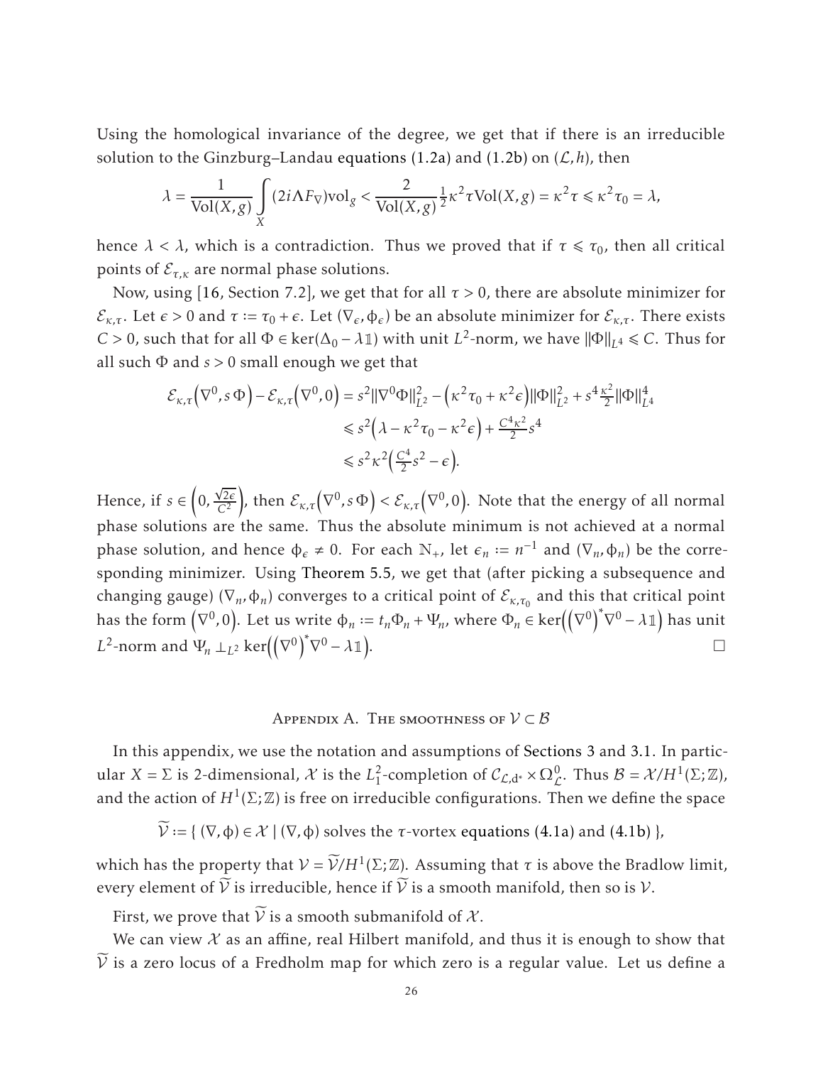Using the homological invariance of the degree, we get that if there is an irreducible solution to the Ginzburg–Landau equations (1.2a) and (1.2b) on $(\mathcal{L}, h)$, then

$$\lambda = \frac{1}{\mathrm{Vol}(X,g)} \int_X (2i\Lambda F_\nabla)\mathrm{vol}_g < \frac{2}{\mathrm{Vol}(X,g)} \tfrac{1}{2}\kappa^2 \tau \mathrm{Vol}(X,g) = \kappa^2 \tau \leqslant \kappa^2 \tau_0 = \lambda,$$

hence $\lambda < \lambda$, which is a contradiction. Thus we proved that if $\tau \leqslant \tau_0$, then all critical points of $\mathcal{E}_{\tau,\kappa}$ are normal phase solutions.

Now, using [16, Section 7.2], we get that for all $\tau > 0$, there are absolute minimizer for $\mathcal{E}_{\kappa,\tau}$. Let $\epsilon > 0$ and $\tau := \tau_0 + \epsilon$. Let $(\nabla_\epsilon, \phi_\epsilon)$ be an absolute minimizer for $\mathcal{E}_{\kappa,\tau}$. There exists $C > 0$, such that for all $\Phi \in \ker(\Delta_0 - \lambda \mathbb{1})$ with unit $L^2$-norm, we have $\|\Phi\|_{L^4} \leqslant C$. Thus for all such $\Phi$ and $s > 0$ small enough we get that

$$\begin{aligned}
\mathcal{E}_{\kappa,\tau}\left(\nabla^0, s\Phi\right) - \mathcal{E}_{\kappa,\tau}\left(\nabla^0, 0\right) &= s^2 \|\nabla^0 \Phi\|_{L^2}^2 - \left(\kappa^2 \tau_0 + \kappa^2 \epsilon\right)\|\Phi\|_{L^2}^2 + s^4 \tfrac{\kappa^2}{2} \|\Phi\|_{L^4}^4 \\
&\leqslant s^2\left(\lambda - \kappa^2 \tau_0 - \kappa^2 \epsilon\right) + \tfrac{C^4 \kappa^2}{2} s^4 \\
&\leqslant s^2 \kappa^2 \left(\tfrac{C^4}{2} s^2 - \epsilon\right).
\end{aligned}$$

Hence, if $s \in \left(0, \frac{\sqrt{2\epsilon}}{C^2}\right)$, then $\mathcal{E}_{\kappa,\tau}\left(\nabla^0, s\Phi\right) < \mathcal{E}_{\kappa,\tau}\left(\nabla^0, 0\right)$. Note that the energy of all normal phase solutions are the same. Thus the absolute minimum is not achieved at a normal phase solution, and hence $\phi_\epsilon \neq 0$. For each $\mathbb{N}_+$, let $\epsilon_n := n^{-1}$ and $(\nabla_n, \phi_n)$ be the corresponding minimizer. Using Theorem 5.5, we get that (after picking a subsequence and changing gauge) $(\nabla_n, \phi_n)$ converges to a critical point of $\mathcal{E}_{\kappa,\tau_0}$ and this that critical point has the form $\left(\nabla^0, 0\right)$. Let us write $\phi_n := t_n \Phi_n + \Psi_n$, where $\Phi_n \in \ker\left(\left(\nabla^0\right)^* \nabla^0 - \lambda \mathbb{1}\right)$ has unit $L^2$-norm and $\Psi_n \perp_{L^2} \ker\left(\left(\nabla^0\right)^* \nabla^0 - \lambda \mathbb{1}\right)$. □

## Appendix A. The smoothness of $\mathcal{V} \subset \mathcal{B}$

In this appendix, we use the notation and assumptions of Sections 3 and 3.1. In particular $X = \Sigma$ is 2-dimensional, $\mathcal{X}$ is the $L_1^2$-completion of $\mathcal{C}_{\mathcal{L},\mathrm{d}^*} \times \Omega^0_{\mathcal{L}}$. Thus $\mathcal{B} = \mathcal{X}/H^1(\Sigma;\mathbb{Z})$, and the action of $H^1(\Sigma;\mathbb{Z})$ is free on irreducible configurations. Then we define the space

$$\widetilde{\mathcal{V}} := \{\, (\nabla, \phi) \in \mathcal{X} \mid (\nabla, \phi) \text{ solves the } \tau\text{-vortex equations (4.1a) and (4.1b)} \,\},$$

which has the property that $\mathcal{V} = \widetilde{\mathcal{V}}/H^1(\Sigma;\mathbb{Z})$. Assuming that $\tau$ is above the Bradlow limit, every element of $\widetilde{\mathcal{V}}$ is irreducible, hence if $\widetilde{\mathcal{V}}$ is a smooth manifold, then so is $\mathcal{V}$.

First, we prove that $\widetilde{\mathcal{V}}$ is a smooth submanifold of $\mathcal{X}$.

We can view $\mathcal{X}$ as an affine, real Hilbert manifold, and thus it is enough to show that $\widetilde{\mathcal{V}}$ is a zero locus of a Fredholm map for which zero is a regular value. Let us define a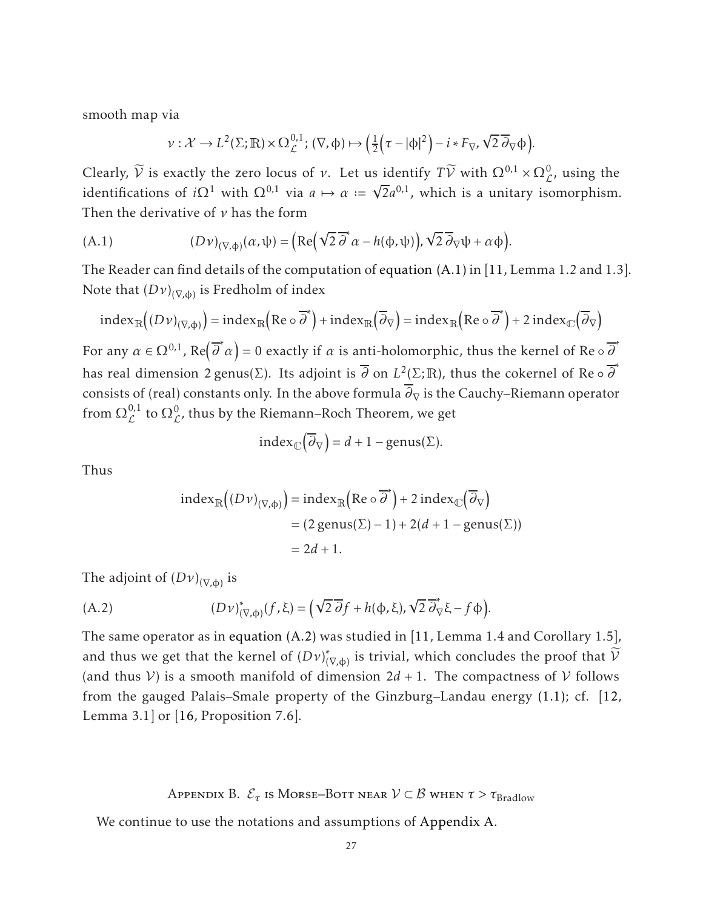smooth map via

$$\nu : \mathcal{X} \to L^2(\Sigma;\mathbb{R}) \times \Omega^{0,1}_{\mathcal{L}};\, (\nabla, \phi) \mapsto \left(\tfrac{1}{2}\left(\tau - |\phi|^2\right) - i * F_\nabla, \sqrt{2}\,\overline{\partial}_\nabla \phi\right).$$

Clearly, $\widetilde{\mathcal{V}}$ is exactly the zero locus of $\nu$. Let us identify $T\widetilde{\mathcal{V}}$ with $\Omega^{0,1} \times \Omega^0_{\mathcal{L}}$, using the identifications of $i\Omega^1$ with $\Omega^{0,1}$ via $a \mapsto \alpha := \sqrt{2}a^{0,1}$, which is a unitary isomorphism. Then the derivative of $\nu$ has the form

$$(D\nu)_{(\nabla,\phi)}(\alpha, \psi) = \left(\mathrm{Re}\left(\sqrt{2}\,\overline{\partial}^* \alpha - h(\phi, \psi)\right), \sqrt{2}\,\overline{\partial}_\nabla \psi + \alpha \phi\right). \tag{A.1}$$

The Reader can find details of the computation of equation (A.1) in [11, Lemma 1.2 and 1.3]. Note that $(D\nu)_{(\nabla,\phi)}$ is Fredholm of index

$$\mathrm{index}_{\mathbb{R}}\left((D\nu)_{(\nabla,\phi)}\right) = \mathrm{index}_{\mathbb{R}}\left(\mathrm{Re} \circ \overline{\partial}^*\right) + \mathrm{index}_{\mathbb{R}}\left(\overline{\partial}_\nabla\right) = \mathrm{index}_{\mathbb{R}}\left(\mathrm{Re} \circ \overline{\partial}^*\right) + 2\,\mathrm{index}_{\mathbb{C}}\left(\overline{\partial}_\nabla\right)$$

For any $\alpha \in \Omega^{0,1}$, $\mathrm{Re}\left(\overline{\partial}^* \alpha\right) = 0$ exactly if $\alpha$ is anti-holomorphic, thus the kernel of $\mathrm{Re} \circ \overline{\partial}^*$ has real dimension $2\,\mathrm{genus}(\Sigma)$. Its adjoint is $\overline{\partial}$ on $L^2(\Sigma;\mathbb{R})$, thus the cokernel of $\mathrm{Re} \circ \overline{\partial}^*$ consists of (real) constants only. In the above formula $\overline{\partial}_\nabla$ is the Cauchy–Riemann operator from $\Omega^{0,1}_{\mathcal{L}}$ to $\Omega^0_{\mathcal{L}}$, thus by the Riemann–Roch Theorem, we get

$$\mathrm{index}_{\mathbb{C}}\left(\overline{\partial}_\nabla\right) = d + 1 - \mathrm{genus}(\Sigma).$$

Thus

$$\begin{aligned}
\mathrm{index}_{\mathbb{R}}\left((D\nu)_{(\nabla,\phi)}\right) &= \mathrm{index}_{\mathbb{R}}\left(\mathrm{Re} \circ \overline{\partial}^*\right) + 2\,\mathrm{index}_{\mathbb{C}}\left(\overline{\partial}_\nabla\right) \\
&= (2\,\mathrm{genus}(\Sigma) - 1) + 2(d + 1 - \mathrm{genus}(\Sigma)) \\
&= 2d + 1.
\end{aligned}$$

The adjoint of $(D\nu)_{(\nabla,\phi)}$ is

$$(D\nu)^*_{(\nabla,\phi)}(f, \xi) = \left(\sqrt{2}\,\overline{\partial} f + h(\phi, \xi), \sqrt{2}\,\overline{\partial}^*_\nabla \xi - f\phi\right). \tag{A.2}$$

The same operator as in equation (A.2) was studied in [11, Lemma 1.4 and Corollary 1.5], and thus we get that the kernel of $(D\nu)^*_{(\nabla,\phi)}$ is trivial, which concludes the proof that $\widetilde{\mathcal{V}}$ (and thus $\mathcal{V}$) is a smooth manifold of dimension $2d + 1$. The compactness of $\mathcal{V}$ follows from the gauged Palais–Smale property of the Ginzburg–Landau energy (1.1); cf. [12, Lemma 3.1] or [16, Proposition 7.6].

## Appendix B. $\mathcal{E}_\tau$ is Morse–Bott near $\mathcal{V} \subset \mathcal{B}$ when $\tau > \tau_{\mathrm{Bradlow}}$

We continue to use the notations and assumptions of Appendix A.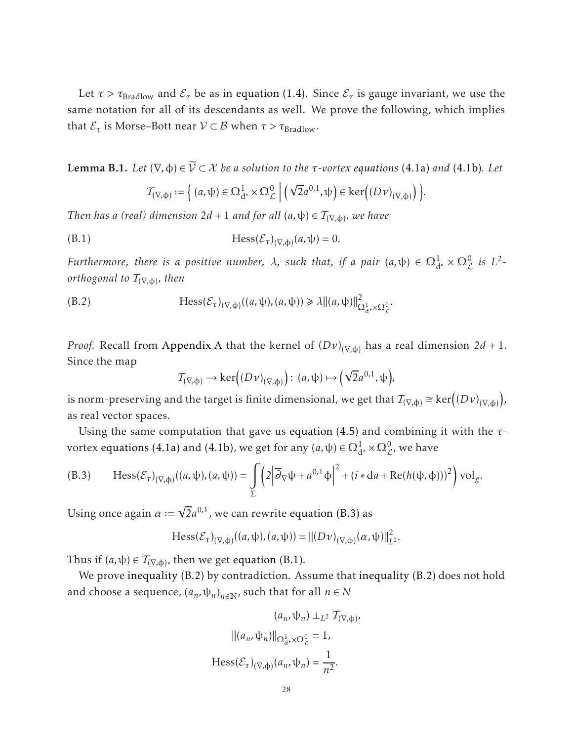Let $\tau > \tau_{\mathrm{Bradlow}}$ and $\mathcal{E}_\tau$ be as in equation (1.4). Since $\mathcal{E}_\tau$ is gauge invariant, we use the same notation for all of its descendants as well. We prove the following, which implies that $\mathcal{E}_\tau$ is Morse–Bott near $\mathcal{V} \subset \mathcal{B}$ when $\tau > \tau_{\mathrm{Bradlow}}$.

**Lemma B.1.** *Let $(\nabla, \phi) \in \widetilde{\mathcal{V}} \subset \mathcal{X}$ be a solution to the $\tau$-vortex equations (4.1a) and (4.1b). Let*

$$\mathcal{T}_{(\nabla,\phi)} := \left\{ (a, \psi) \in \Omega^1_{\mathrm{d}^*} \times \Omega^0_{\mathcal{L}} \;\middle|\; \left(\sqrt{2} a^{0,1}, \psi\right) \in \ker\!\left( (D\nu)_{(\nabla,\phi)} \right) \right\}.$$

*Then has a (real) dimension $2d+1$ and for all $(a,\psi) \in \mathcal{T}_{(\nabla,\phi)}$, we have*

$$\operatorname{Hess}(\mathcal{E}_\tau)_{(\nabla,\phi)}(a, \psi) = 0. \tag{B.1}$$

*Furthermore, there is a positive number, $\lambda$, such that, if a pair $(a,\psi) \in \Omega^1_{\mathrm{d}^*} \times \Omega^0_{\mathcal{L}}$ is $L^2$-orthogonal to $\mathcal{T}_{(\nabla,\phi)}$, then*

$$\operatorname{Hess}(\mathcal{E}_\tau)_{(\nabla,\phi)}((a,\psi),(a,\psi)) \geqslant \lambda \|(a,\psi)\|^2_{\Omega^1_{\mathrm{d}^*} \times \Omega^0_{\mathcal{L}}}. \tag{B.2}$$

*Proof.* Recall from Appendix A that the kernel of $(D\nu)_{(\nabla,\phi)}$ has a real dimension $2d+1$. Since the map

$$\mathcal{T}_{(\nabla,\phi)} \to \ker\!\left( (D\nu)_{(\nabla,\phi)} \right) :\; (a,\psi) \mapsto \left( \sqrt{2} a^{0,1}, \psi \right),$$

is norm-preserving and the target is finite dimensional, we get that $\mathcal{T}_{(\nabla,\phi)} \cong \ker\!\left( (D\nu)_{(\nabla,\phi)} \right)$, as real vector spaces.

Using the same computation that gave us equation (4.5) and combining it with the $\tau$-vortex equations (4.1a) and (4.1b), we get for any $(a,\psi) \in \Omega^1_{\mathrm{d}^*} \times \Omega^0_{\mathcal{L}}$, we have

$$\operatorname{Hess}(\mathcal{E}_\tau)_{(\nabla,\phi)}((a,\psi),(a,\psi)) = \int_\Sigma \left( 2 \left| \overline{\partial}_\nabla \psi + a^{0,1} \phi \right|^2 + (i * \mathrm{d}a + \operatorname{Re}(h(\psi,\phi)))^2 \right) \mathrm{vol}_g. \tag{B.3}$$

Using once again $\alpha := \sqrt{2} a^{0,1}$, we can rewrite equation (B.3) as

$$\operatorname{Hess}(\mathcal{E}_\tau)_{(\nabla,\phi)}((a,\psi),(a,\psi)) = \|(D\nu)_{(\nabla,\phi)}(\alpha,\psi)\|^2_{L^2}.$$

Thus if $(a,\psi) \in \mathcal{T}_{(\nabla,\phi)}$, then we get equation (B.1).

We prove inequality (B.2) by contradiction. Assume that inequality (B.2) does not hold and choose a sequence, $(a_n, \psi_n)_{n \in \mathbb{N}}$, such that for all $n \in N$

$$(a_n, \psi_n) \perp_{L^2} \mathcal{T}_{(\nabla,\phi)},$$

$$\|(a_n,\psi_n)\|_{\Omega^1_{\mathrm{d}^*} \times \Omega^0_{\mathcal{L}}} = 1,$$

$$\operatorname{Hess}(\mathcal{E}_\tau)_{(\nabla,\phi)}(a_n, \psi_n) = \frac{1}{n^2}.$$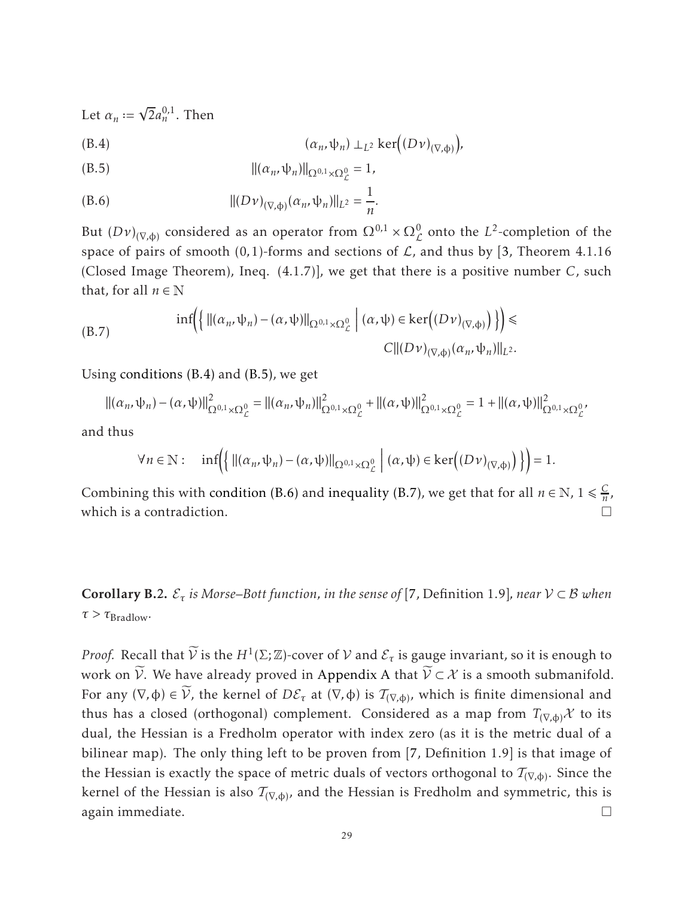Let $\alpha_n := \sqrt{2} a_n^{0,1}$. Then

$$(\alpha_n, \psi_n) \perp_{L^2} \ker\Big((D\nu)_{(\nabla,\phi)}\Big), \tag{B.4}$$

$$\|(\alpha_n, \psi_n)\|_{\Omega^{0,1}\times\Omega^0_{\mathcal{L}}} = 1, \tag{B.5}$$

$$\|(D\nu)_{(\nabla,\phi)}(\alpha_n, \psi_n)\|_{L^2} = \frac{1}{n}. \tag{B.6}$$

But $(D\nu)_{(\nabla,\phi)}$ considered as an operator from $\Omega^{0,1} \times \Omega^0_{\mathcal{L}}$ onto the $L^2$-completion of the space of pairs of smooth $(0,1)$-forms and sections of $\mathcal{L}$, and thus by [3, Theorem 4.1.16 (Closed Image Theorem), Ineq. (4.1.7)], we get that there is a positive number $C$, such that, for all $n \in \mathbb{N}$

$$\inf\Big(\Big\{ \|(\alpha_n, \psi_n) - (\alpha, \psi)\|_{\Omega^{0,1}\times\Omega^0_{\mathcal{L}}} \ \Big|\ (\alpha, \psi) \in \ker\Big((D\nu)_{(\nabla,\phi)}\Big) \Big\}\Big) \leqslant C\|(D\nu)_{(\nabla,\phi)}(\alpha_n, \psi_n)\|_{L^2}. \tag{B.7}$$

Using conditions (B.4) and (B.5), we get

$$\|(\alpha_n, \psi_n) - (\alpha, \psi)\|^2_{\Omega^{0,1}\times\Omega^0_{\mathcal{L}}} = \|(\alpha_n, \psi_n)\|^2_{\Omega^{0,1}\times\Omega^0_{\mathcal{L}}} + \|(\alpha, \psi)\|^2_{\Omega^{0,1}\times\Omega^0_{\mathcal{L}}} = 1 + \|(\alpha, \psi)\|^2_{\Omega^{0,1}\times\Omega^0_{\mathcal{L}}},$$

and thus

$$\forall n \in \mathbb{N}: \quad \inf\Big(\Big\{ \|(\alpha_n, \psi_n) - (\alpha, \psi)\|_{\Omega^{0,1}\times\Omega^0_{\mathcal{L}}} \ \Big|\ (\alpha, \psi) \in \ker\Big((D\nu)_{(\nabla,\phi)}\Big) \Big\}\Big) = 1.$$

Combining this with condition (B.6) and inequality (B.7), we get that for all $n \in \mathbb{N}$, $1 \leqslant \frac{C}{n}$, which is a contradiction. □

**Corollary B.2.** *$\mathcal{E}_\tau$ is Morse–Bott function, in the sense of* [7, Definition 1.9], *near $\mathcal{V} \subset \mathcal{B}$ when $\tau > \tau_{\mathrm{Bradlow}}$.*

*Proof.* Recall that $\widetilde{\mathcal{V}}$ is the $H^1(\Sigma;\mathbb{Z})$-cover of $\mathcal{V}$ and $\mathcal{E}_\tau$ is gauge invariant, so it is enough to work on $\widetilde{\mathcal{V}}$. We have already proved in Appendix A that $\widetilde{\mathcal{V}} \subset \mathcal{X}$ is a smooth submanifold. For any $(\nabla, \phi) \in \widetilde{\mathcal{V}}$, the kernel of $D\mathcal{E}_\tau$ at $(\nabla, \phi)$ is $\mathcal{T}_{(\nabla,\phi)}$, which is finite dimensional and thus has a closed (orthogonal) complement. Considered as a map from $T_{(\nabla,\phi)}\mathcal{X}$ to its dual, the Hessian is a Fredholm operator with index zero (as it is the metric dual of a bilinear map). The only thing left to be proven from [7, Definition 1.9] is that image of the Hessian is exactly the space of metric duals of vectors orthogonal to $\mathcal{T}_{(\nabla,\phi)}$. Since the kernel of the Hessian is also $\mathcal{T}_{(\nabla,\phi)}$, and the Hessian is Fredholm and symmetric, this is again immediate. □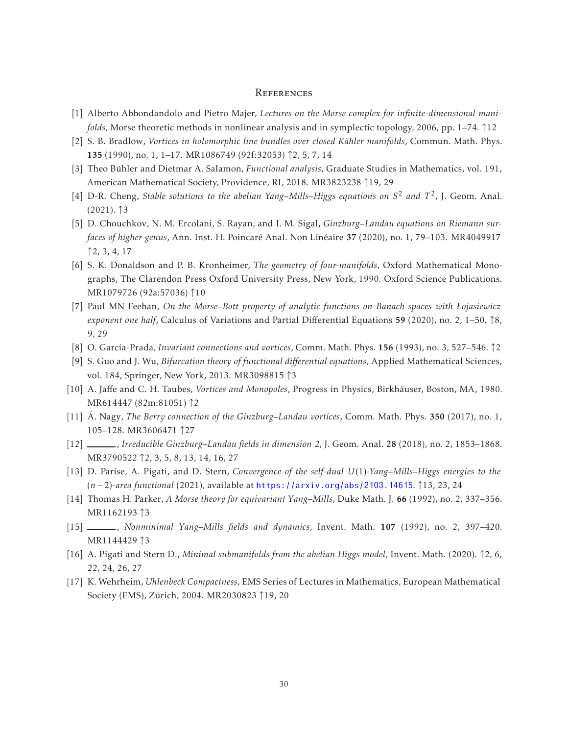## References

[1] Alberto Abbondandolo and Pietro Majer, *Lectures on the Morse complex for infinite-dimensional manifolds*, Morse theoretic methods in nonlinear analysis and in symplectic topology, 2006, pp. 1–74. ↑12

[2] S. B. Bradlow, *Vortices in holomorphic line bundles over closed Kähler manifolds*, Commun. Math. Phys. **135** (1990), no. 1, 1–17. MR1086749 (92f:32053) ↑2, 5, 7, 14

[3] Theo Bühler and Dietmar A. Salamon, *Functional analysis*, Graduate Studies in Mathematics, vol. 191, American Mathematical Society, Providence, RI, 2018. MR3823238 ↑19, 29

[4] D-R. Cheng, *Stable solutions to the abelian Yang–Mills–Higgs equations on $S^2$ and $T^2$*, J. Geom. Anal. (2021). ↑3

[5] D. Chouchkov, N. M. Ercolani, S. Rayan, and I. M. Sigal, *Ginzburg–Landau equations on Riemann surfaces of higher genus*, Ann. Inst. H. Poincaré Anal. Non Linéaire **37** (2020), no. 1, 79–103. MR4049917 ↑2, 3, 4, 17

[6] S. K. Donaldson and P. B. Kronheimer, *The geometry of four-manifolds*, Oxford Mathematical Monographs, The Clarendon Press Oxford University Press, New York, 1990. Oxford Science Publications. MR1079726 (92a:57036) ↑10

[7] Paul MN Feehan, *On the Morse–Bott property of analytic functions on Banach spaces with Łojasiewicz exponent one half*, Calculus of Variations and Partial Differential Equations **59** (2020), no. 2, 1–50. ↑8, 9, 29

[8] O. García-Prada, *Invariant connections and vortices*, Comm. Math. Phys. **156** (1993), no. 3, 527–546. ↑2

[9] S. Guo and J. Wu, *Bifurcation theory of functional differential equations*, Applied Mathematical Sciences, vol. 184, Springer, New York, 2013. MR3098815 ↑3

[10] A. Jaffe and C. H. Taubes, *Vortices and Monopoles*, Progress in Physics, Birkhäuser, Boston, MA, 1980. MR614447 (82m:81051) ↑2

[11] Á. Nagy, *The Berry connection of the Ginzburg–Landau vortices*, Comm. Math. Phys. **350** (2017), no. 1, 105–128. MR3606471 ↑27

[12] ______, *Irreducible Ginzburg–Landau fields in dimension 2*, J. Geom. Anal. **28** (2018), no. 2, 1853–1868. MR3790522 ↑2, 3, 5, 8, 13, 14, 16, 27

[13] D. Parise, A. Pigati, and D. Stern, *Convergence of the self-dual $U(1)$-Yang–Mills–Higgs energies to the $(n-2)$-area functional* (2021), available at https://arxiv.org/abs/2103.14615. ↑13, 23, 24

[14] Thomas H. Parker, *A Morse theory for equivariant Yang–Mills*, Duke Math. J. **66** (1992), no. 2, 337–356. MR1162193 ↑3

[15] ______, *Nonminimal Yang–Mills fields and dynamics*, Invent. Math. **107** (1992), no. 2, 397–420. MR1144429 ↑3

[16] A. Pigati and Stern D., *Minimal submanifolds from the abelian Higgs model*, Invent. Math. (2020). ↑2, 6, 22, 24, 26, 27

[17] K. Wehrheim, *Uhlenbeck Compactness*, EMS Series of Lectures in Mathematics, European Mathematical Society (EMS), Zürich, 2004. MR2030823 ↑19, 20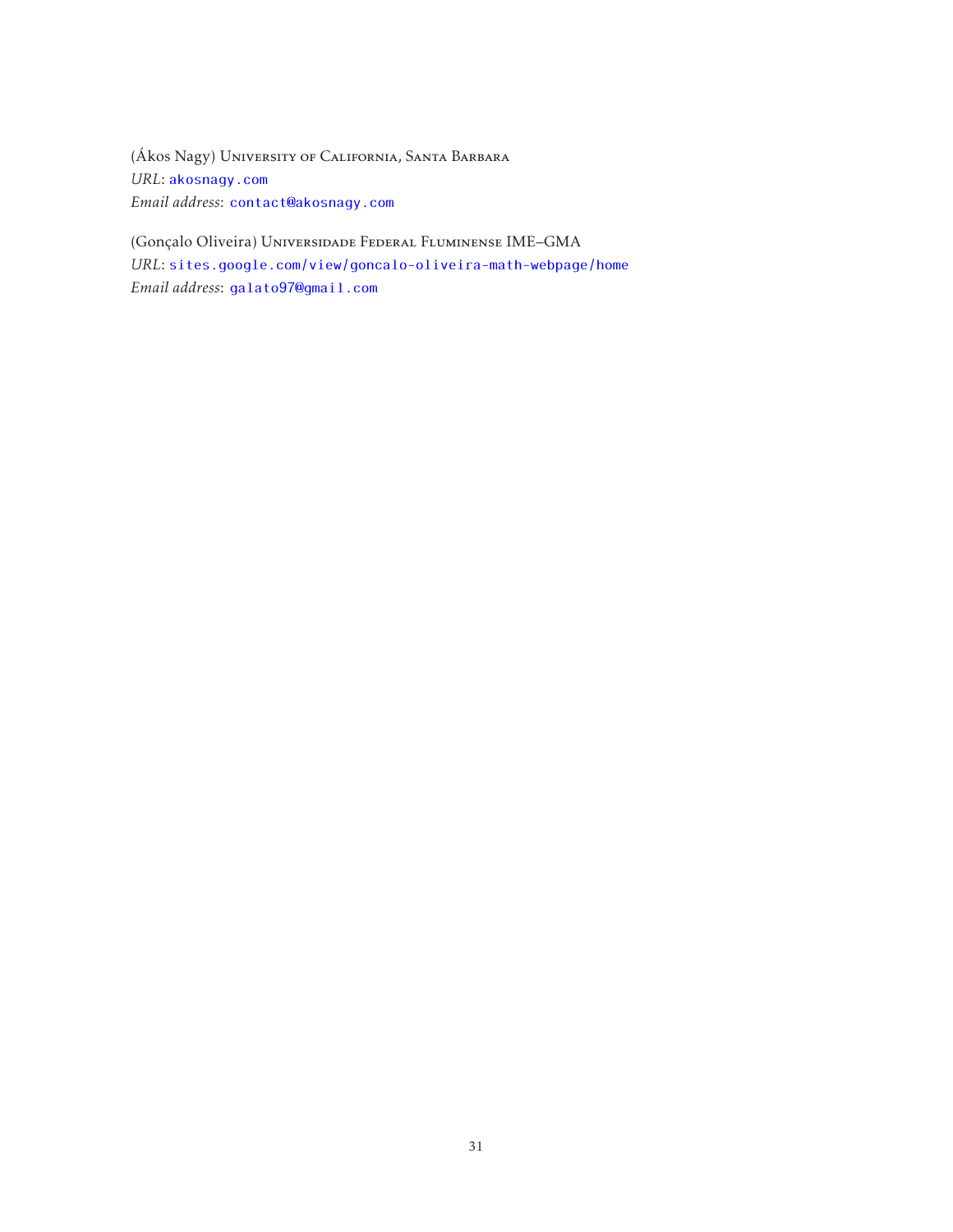(Ákos Nagy) University of California, Santa Barbara
*URL*: akosnagy.com
*Email address*: contact@akosnagy.com

(Gonçalo Oliveira) Universidade Federal Fluminense IME–GMA
*URL*: sites.google.com/view/goncalo-oliveira-math-webpage/home
*Email address*: galato97@gmail.com